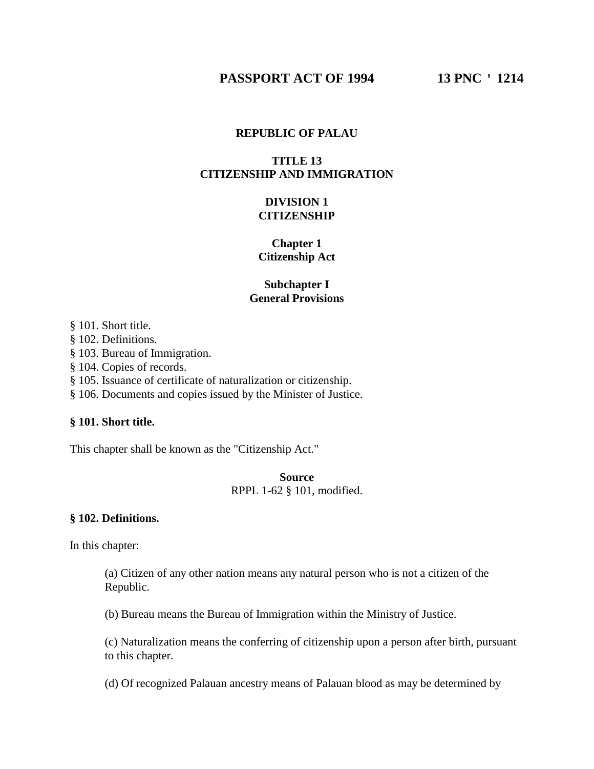# REPUBLIC OF PALAU

## TITLE 13
## CITIZENSHIP AND IMMIGRATION

## DIVISION 1
## CITIZENSHIP

### Chapter 1
### Citizenship Act

#### Subchapter I
#### General Provisions

§ 101. Short title.
§ 102. Definitions.
§ 103. Bureau of Immigration.
§ 104. Copies of records.
§ 105. Issuance of certificate of naturalization or citizenship.
§ 106. Documents and copies issued by the Minister of Justice.

**§ 101. Short title.**

This chapter shall be known as the "Citizenship Act."

**Source**
RPPL 1-62 § 101, modified.

**§ 102. Definitions.**

In this chapter:

(a) Citizen of any other nation means any natural person who is not a citizen of the Republic.

(b) Bureau means the Bureau of Immigration within the Ministry of Justice.

(c) Naturalization means the conferring of citizenship upon a person after birth, pursuant to this chapter.

(d) Of recognized Palauan ancestry means of Palauan blood as may be determined by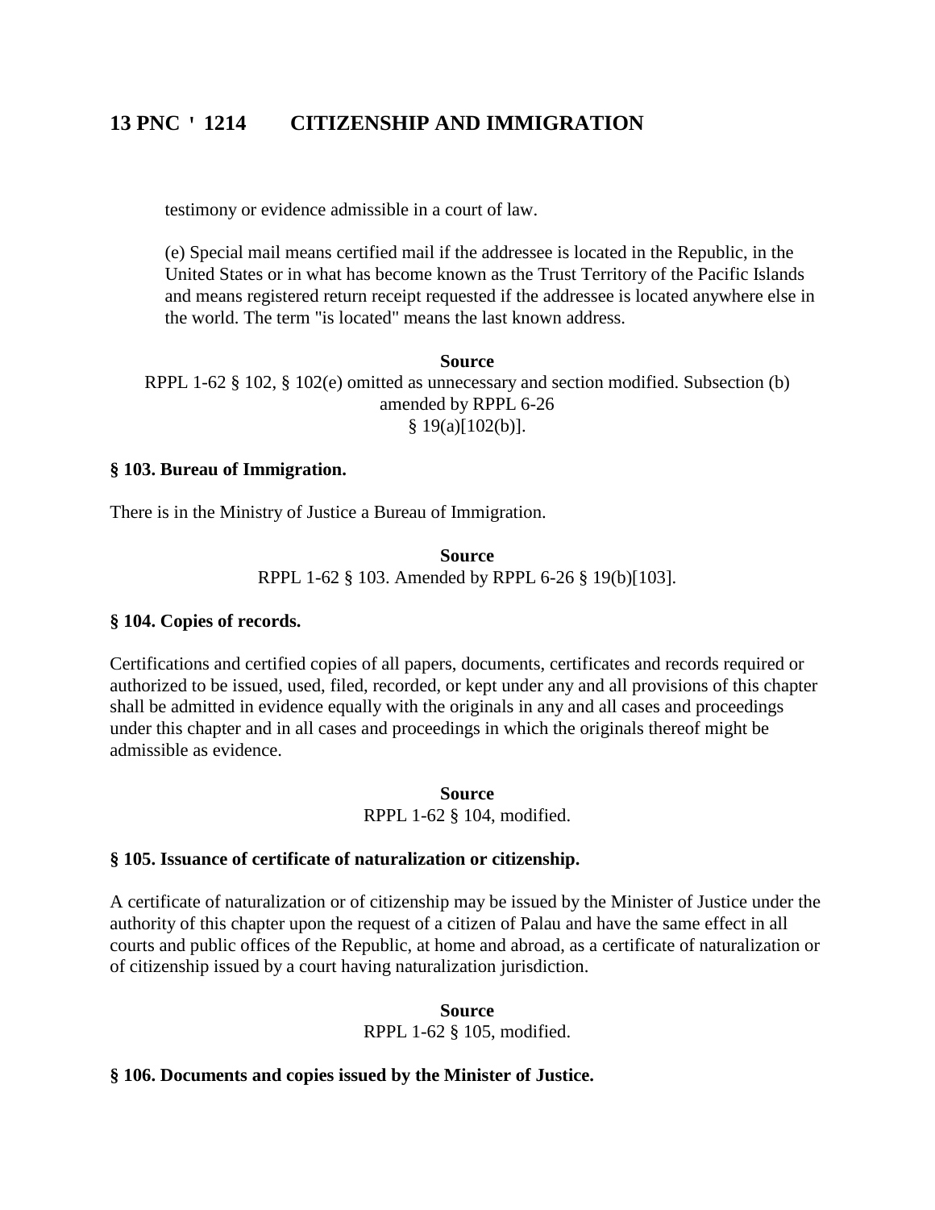testimony or evidence admissible in a court of law.

(e) Special mail means certified mail if the addressee is located in the Republic, in the United States or in what has become known as the Trust Territory of the Pacific Islands and means registered return receipt requested if the addressee is located anywhere else in the world. The term "is located" means the last known address.

**Source**
RPPL 1-62 § 102, § 102(e) omitted as unnecessary and section modified. Subsection (b) amended by RPPL 6-26 § 19(a)[102(b)].

### § 103. Bureau of Immigration.

There is in the Ministry of Justice a Bureau of Immigration.

**Source**
RPPL 1-62 § 103. Amended by RPPL 6-26 § 19(b)[103].

### § 104. Copies of records.

Certifications and certified copies of all papers, documents, certificates and records required or authorized to be issued, used, filed, recorded, or kept under any and all provisions of this chapter shall be admitted in evidence equally with the originals in any and all cases and proceedings under this chapter and in all cases and proceedings in which the originals thereof might be admissible as evidence.

**Source**
RPPL 1-62 § 104, modified.

### § 105. Issuance of certificate of naturalization or citizenship.

A certificate of naturalization or of citizenship may be issued by the Minister of Justice under the authority of this chapter upon the request of a citizen of Palau and have the same effect in all courts and public offices of the Republic, at home and abroad, as a certificate of naturalization or of citizenship issued by a court having naturalization jurisdiction.

**Source**
RPPL 1-62 § 105, modified.

### § 106. Documents and copies issued by the Minister of Justice.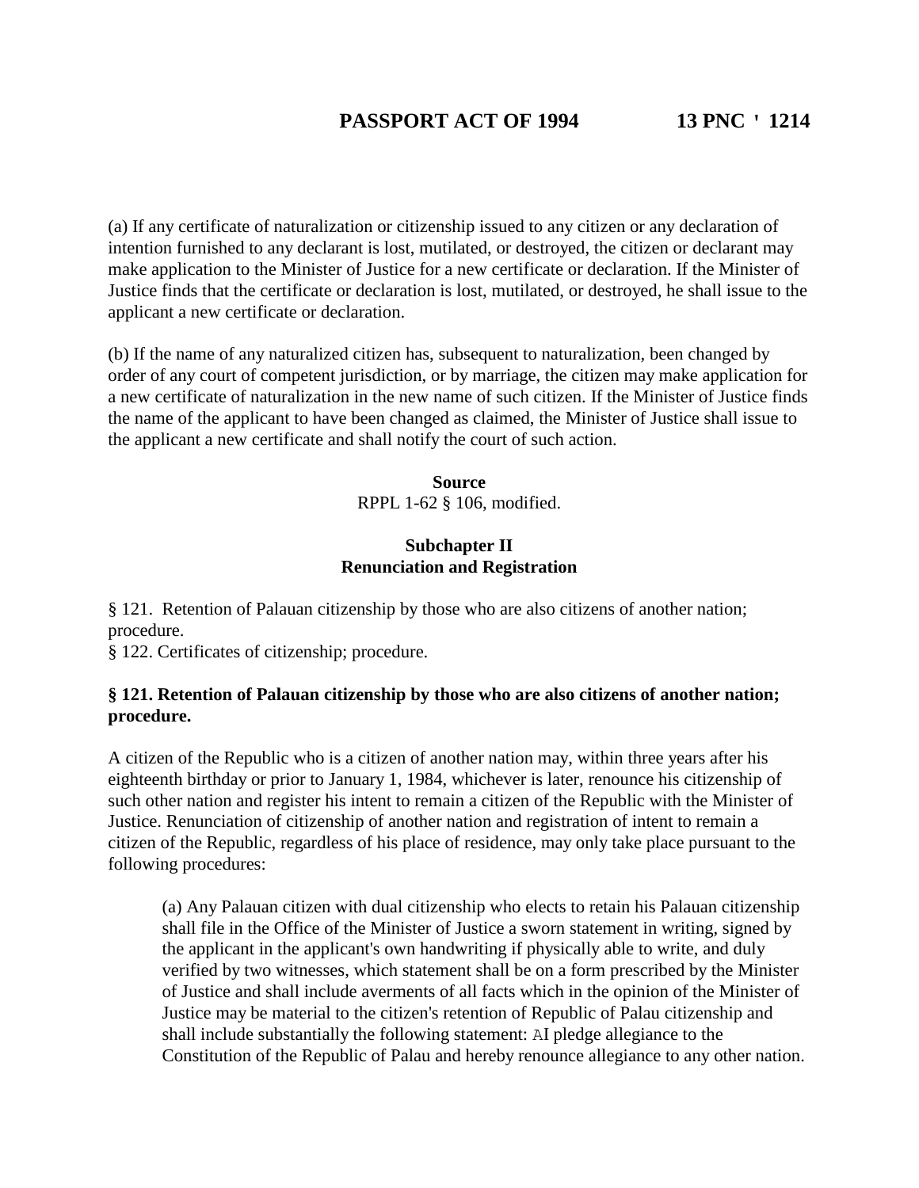(a) If any certificate of naturalization or citizenship issued to any citizen or any declaration of intention furnished to any declarant is lost, mutilated, or destroyed, the citizen or declarant may make application to the Minister of Justice for a new certificate or declaration. If the Minister of Justice finds that the certificate or declaration is lost, mutilated, or destroyed, he shall issue to the applicant a new certificate or declaration.

(b) If the name of any naturalized citizen has, subsequent to naturalization, been changed by order of any court of competent jurisdiction, or by marriage, the citizen may make application for a new certificate of naturalization in the new name of such citizen. If the Minister of Justice finds the name of the applicant to have been changed as claimed, the Minister of Justice shall issue to the applicant a new certificate and shall notify the court of such action.

**Source**
RPPL 1-62 § 106, modified.

**Subchapter II**
**Renunciation and Registration**

§ 121. Retention of Palauan citizenship by those who are also citizens of another nation; procedure.
§ 122. Certificates of citizenship; procedure.

**§ 121. Retention of Palauan citizenship by those who are also citizens of another nation; procedure.**

A citizen of the Republic who is a citizen of another nation may, within three years after his eighteenth birthday or prior to January 1, 1984, whichever is later, renounce his citizenship of such other nation and register his intent to remain a citizen of the Republic with the Minister of Justice. Renunciation of citizenship of another nation and registration of intent to remain a citizen of the Republic, regardless of his place of residence, may only take place pursuant to the following procedures:

> (a) Any Palauan citizen with dual citizenship who elects to retain his Palauan citizenship shall file in the Office of the Minister of Justice a sworn statement in writing, signed by the applicant in the applicant's own handwriting if physically able to write, and duly verified by two witnesses, which statement shall be on a form prescribed by the Minister of Justice and shall include averments of all facts which in the opinion of the Minister of Justice may be material to the citizen's retention of Republic of Palau citizenship and shall include substantially the following statement: AI pledge allegiance to the Constitution of the Republic of Palau and hereby renounce allegiance to any other nation.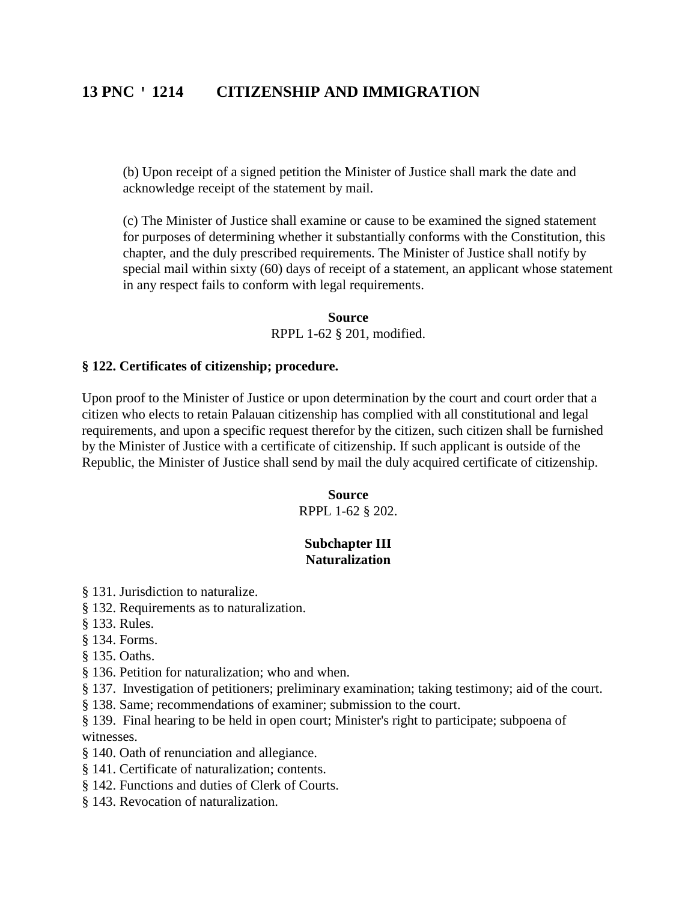(b) Upon receipt of a signed petition the Minister of Justice shall mark the date and acknowledge receipt of the statement by mail.

(c) The Minister of Justice shall examine or cause to be examined the signed statement for purposes of determining whether it substantially conforms with the Constitution, this chapter, and the duly prescribed requirements. The Minister of Justice shall notify by special mail within sixty (60) days of receipt of a statement, an applicant whose statement in any respect fails to conform with legal requirements.

**Source**
RPPL 1-62 § 201, modified.

**§ 122. Certificates of citizenship; procedure.**

Upon proof to the Minister of Justice or upon determination by the court and court order that a citizen who elects to retain Palauan citizenship has complied with all constitutional and legal requirements, and upon a specific request therefor by the citizen, such citizen shall be furnished by the Minister of Justice with a certificate of citizenship. If such applicant is outside of the Republic, the Minister of Justice shall send by mail the duly acquired certificate of citizenship.

**Source**
RPPL 1-62 § 202.

## Subchapter III
## Naturalization

§ 131. Jurisdiction to naturalize.
§ 132. Requirements as to naturalization.
§ 133. Rules.
§ 134. Forms.
§ 135. Oaths.
§ 136. Petition for naturalization; who and when.
§ 137. Investigation of petitioners; preliminary examination; taking testimony; aid of the court.
§ 138. Same; recommendations of examiner; submission to the court.
§ 139. Final hearing to be held in open court; Minister's right to participate; subpoena of witnesses.
§ 140. Oath of renunciation and allegiance.
§ 141. Certificate of naturalization; contents.
§ 142. Functions and duties of Clerk of Courts.
§ 143. Revocation of naturalization.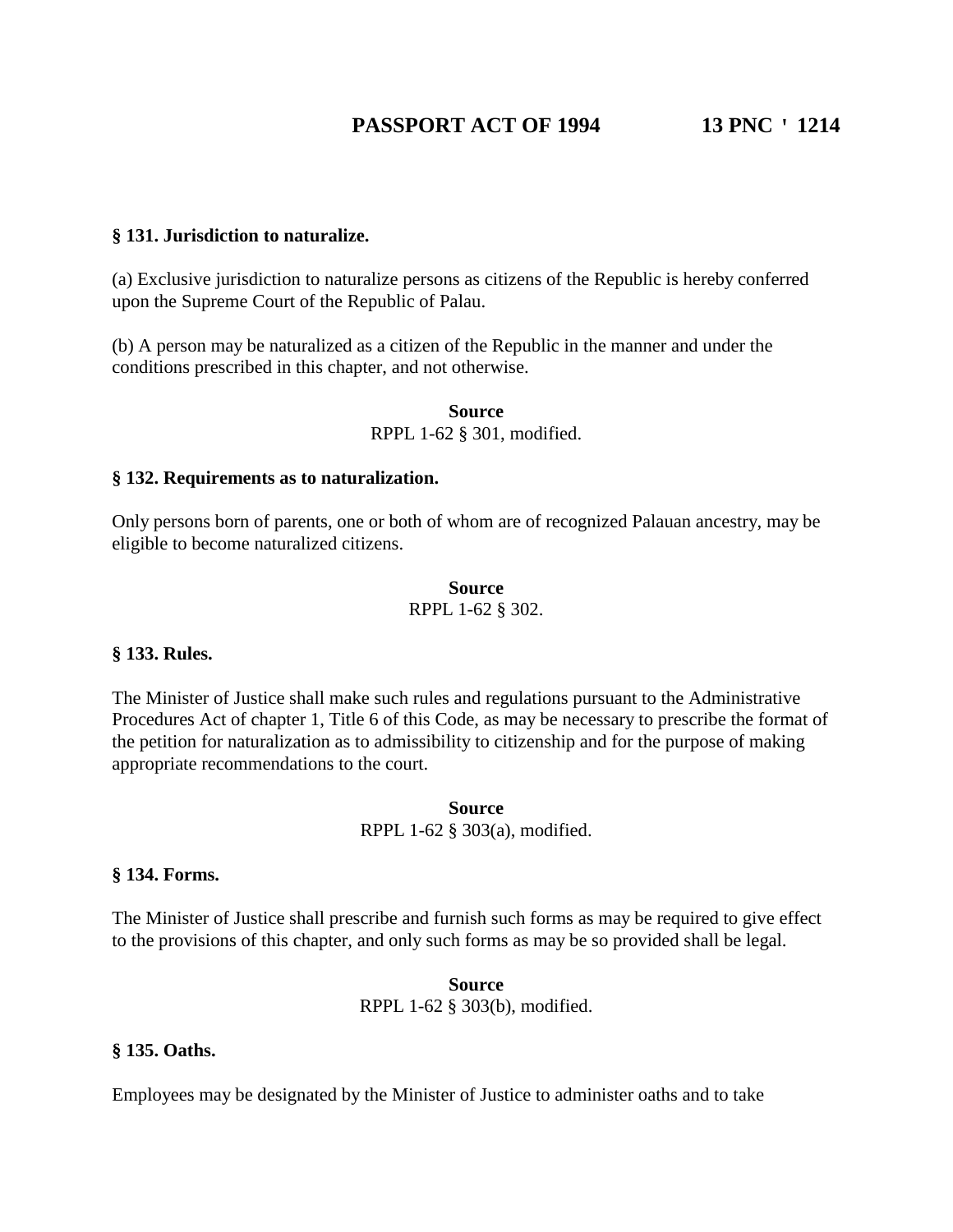**§ 131. Jurisdiction to naturalize.**

(a) Exclusive jurisdiction to naturalize persons as citizens of the Republic is hereby conferred upon the Supreme Court of the Republic of Palau.

(b) A person may be naturalized as a citizen of the Republic in the manner and under the conditions prescribed in this chapter, and not otherwise.

**Source**
RPPL 1-62 § 301, modified.

**§ 132. Requirements as to naturalization.**

Only persons born of parents, one or both of whom are of recognized Palauan ancestry, may be eligible to become naturalized citizens.

**Source**
RPPL 1-62 § 302.

**§ 133. Rules.**

The Minister of Justice shall make such rules and regulations pursuant to the Administrative Procedures Act of chapter 1, Title 6 of this Code, as may be necessary to prescribe the format of the petition for naturalization as to admissibility to citizenship and for the purpose of making appropriate recommendations to the court.

**Source**
RPPL 1-62 § 303(a), modified.

**§ 134. Forms.**

The Minister of Justice shall prescribe and furnish such forms as may be required to give effect to the provisions of this chapter, and only such forms as may be so provided shall be legal.

**Source**
RPPL 1-62 § 303(b), modified.

**§ 135. Oaths.**

Employees may be designated by the Minister of Justice to administer oaths and to take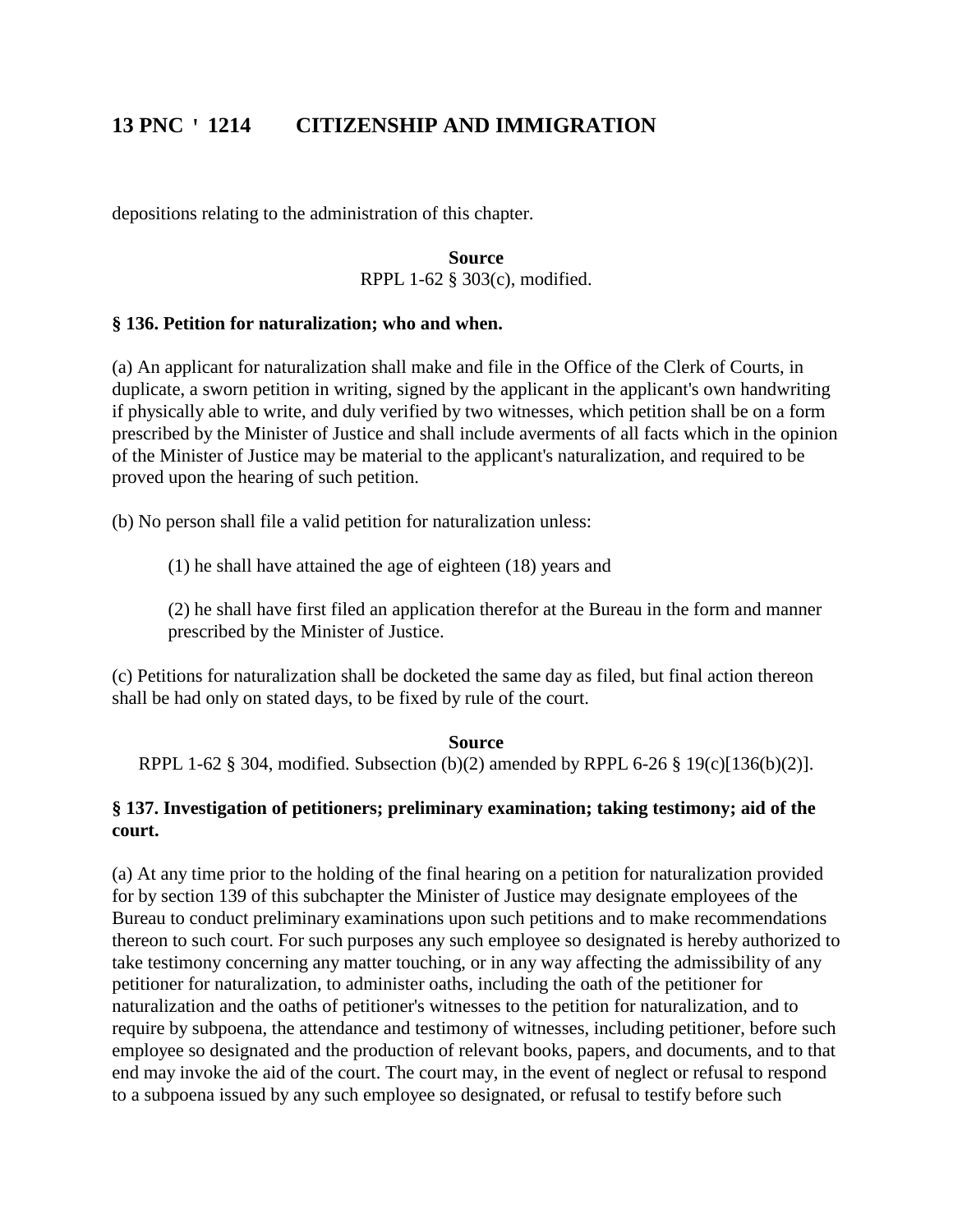depositions relating to the administration of this chapter.

**Source**
RPPL 1-62 § 303(c), modified.

### § 136. Petition for naturalization; who and when.

(a) An applicant for naturalization shall make and file in the Office of the Clerk of Courts, in duplicate, a sworn petition in writing, signed by the applicant in the applicant's own handwriting if physically able to write, and duly verified by two witnesses, which petition shall be on a form prescribed by the Minister of Justice and shall include averments of all facts which in the opinion of the Minister of Justice may be material to the applicant's naturalization, and required to be proved upon the hearing of such petition.

(b) No person shall file a valid petition for naturalization unless:

(1) he shall have attained the age of eighteen (18) years and

(2) he shall have first filed an application therefor at the Bureau in the form and manner prescribed by the Minister of Justice.

(c) Petitions for naturalization shall be docketed the same day as filed, but final action thereon shall be had only on stated days, to be fixed by rule of the court.

**Source**
RPPL 1-62 § 304, modified. Subsection (b)(2) amended by RPPL 6-26 § 19(c)[136(b)(2)].

### § 137. Investigation of petitioners; preliminary examination; taking testimony; aid of the court.

(a) At any time prior to the holding of the final hearing on a petition for naturalization provided for by section 139 of this subchapter the Minister of Justice may designate employees of the Bureau to conduct preliminary examinations upon such petitions and to make recommendations thereon to such court. For such purposes any such employee so designated is hereby authorized to take testimony concerning any matter touching, or in any way affecting the admissibility of any petitioner for naturalization, to administer oaths, including the oath of the petitioner for naturalization and the oaths of petitioner's witnesses to the petition for naturalization, and to require by subpoena, the attendance and testimony of witnesses, including petitioner, before such employee so designated and the production of relevant books, papers, and documents, and to that end may invoke the aid of the court. The court may, in the event of neglect or refusal to respond to a subpoena issued by any such employee so designated, or refusal to testify before such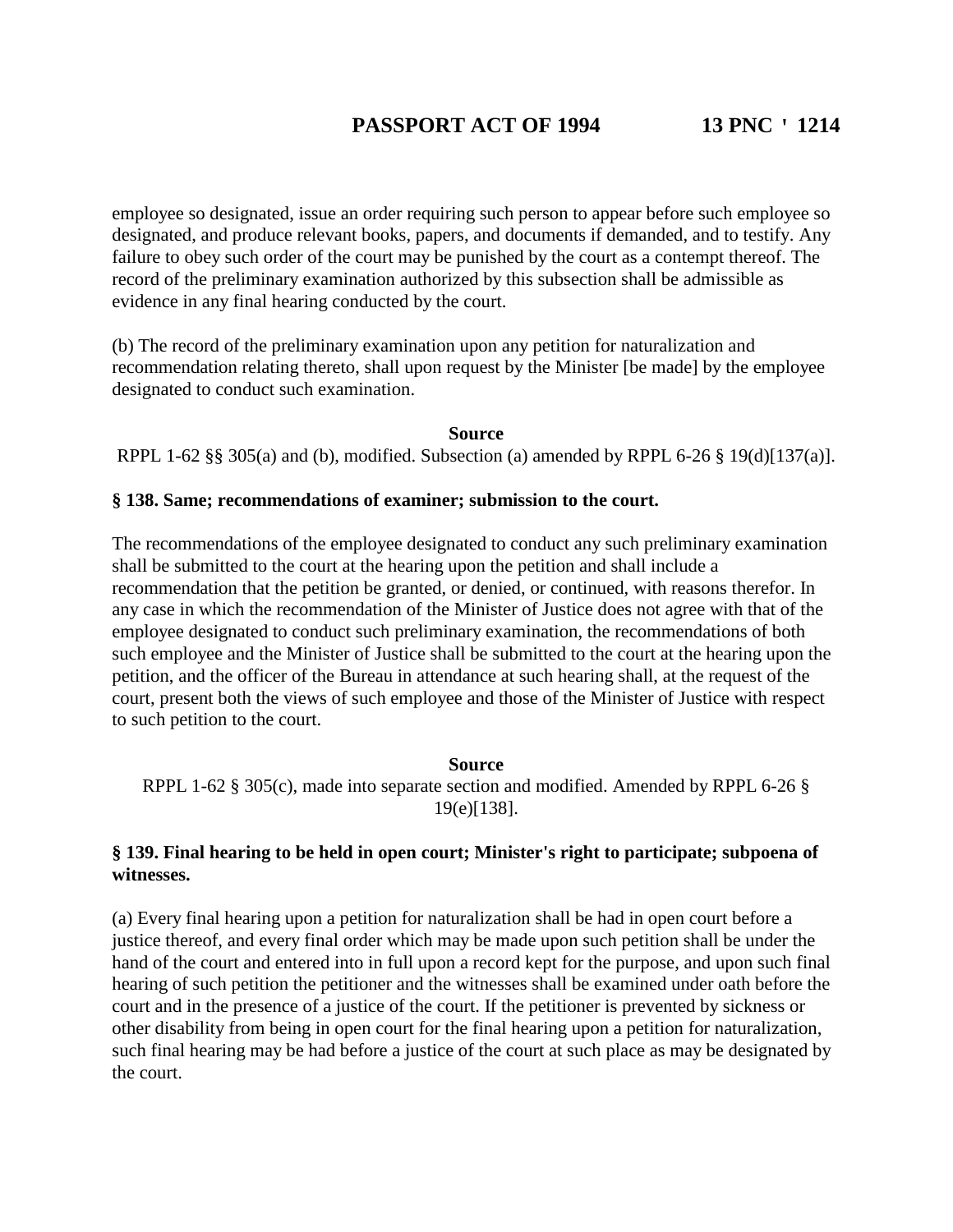employee so designated, issue an order requiring such person to appear before such employee so designated, and produce relevant books, papers, and documents if demanded, and to testify. Any failure to obey such order of the court may be punished by the court as a contempt thereof. The record of the preliminary examination authorized by this subsection shall be admissible as evidence in any final hearing conducted by the court.

(b) The record of the preliminary examination upon any petition for naturalization and recommendation relating thereto, shall upon request by the Minister [be made] by the employee designated to conduct such examination.

**Source**

RPPL 1-62 §§ 305(a) and (b), modified. Subsection (a) amended by RPPL 6-26 § 19(d)[137(a)].

**§ 138. Same; recommendations of examiner; submission to the court.**

The recommendations of the employee designated to conduct any such preliminary examination shall be submitted to the court at the hearing upon the petition and shall include a recommendation that the petition be granted, or denied, or continued, with reasons therefor. In any case in which the recommendation of the Minister of Justice does not agree with that of the employee designated to conduct such preliminary examination, the recommendations of both such employee and the Minister of Justice shall be submitted to the court at the hearing upon the petition, and the officer of the Bureau in attendance at such hearing shall, at the request of the court, present both the views of such employee and those of the Minister of Justice with respect to such petition to the court.

**Source**

RPPL 1-62 § 305(c), made into separate section and modified. Amended by RPPL 6-26 § 19(e)[138].

**§ 139. Final hearing to be held in open court; Minister's right to participate; subpoena of witnesses.**

(a) Every final hearing upon a petition for naturalization shall be had in open court before a justice thereof, and every final order which may be made upon such petition shall be under the hand of the court and entered into in full upon a record kept for the purpose, and upon such final hearing of such petition the petitioner and the witnesses shall be examined under oath before the court and in the presence of a justice of the court. If the petitioner is prevented by sickness or other disability from being in open court for the final hearing upon a petition for naturalization, such final hearing may be had before a justice of the court at such place as may be designated by the court.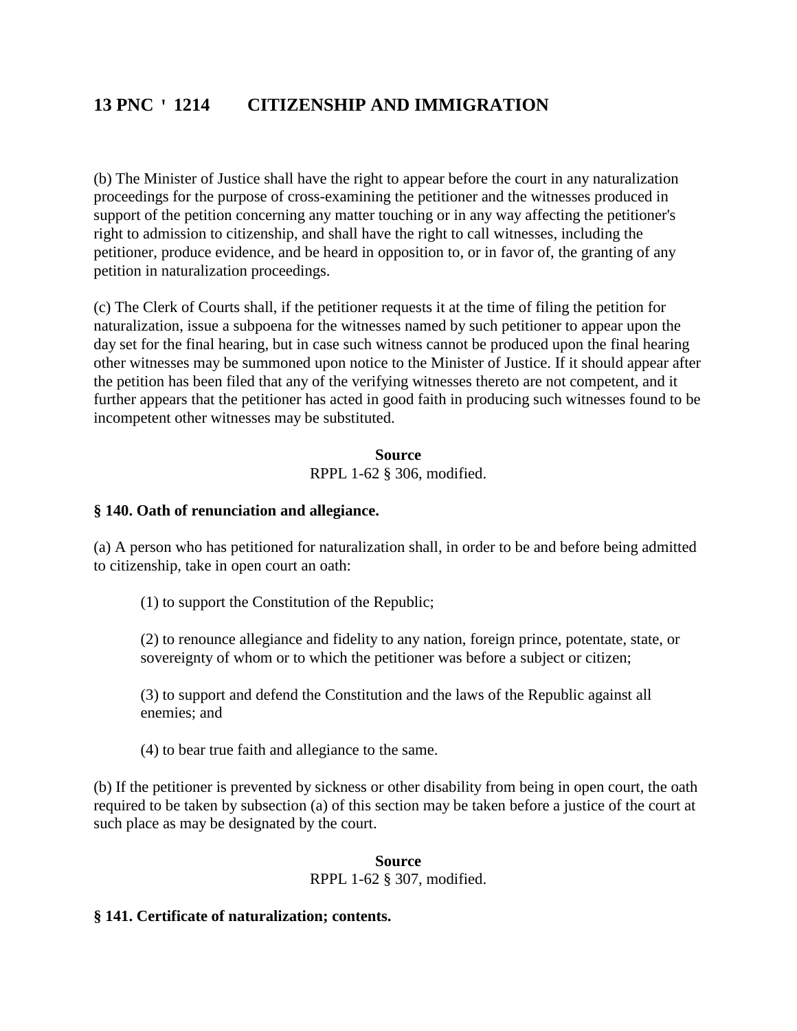(b) The Minister of Justice shall have the right to appear before the court in any naturalization proceedings for the purpose of cross-examining the petitioner and the witnesses produced in support of the petition concerning any matter touching or in any way affecting the petitioner's right to admission to citizenship, and shall have the right to call witnesses, including the petitioner, produce evidence, and be heard in opposition to, or in favor of, the granting of any petition in naturalization proceedings.

(c) The Clerk of Courts shall, if the petitioner requests it at the time of filing the petition for naturalization, issue a subpoena for the witnesses named by such petitioner to appear upon the day set for the final hearing, but in case such witness cannot be produced upon the final hearing other witnesses may be summoned upon notice to the Minister of Justice. If it should appear after the petition has been filed that any of the verifying witnesses thereto are not competent, and it further appears that the petitioner has acted in good faith in producing such witnesses found to be incompetent other witnesses may be substituted.

**Source**
RPPL 1-62 § 306, modified.

**§ 140. Oath of renunciation and allegiance.**

(a) A person who has petitioned for naturalization shall, in order to be and before being admitted to citizenship, take in open court an oath:

(1) to support the Constitution of the Republic;

(2) to renounce allegiance and fidelity to any nation, foreign prince, potentate, state, or sovereignty of whom or to which the petitioner was before a subject or citizen;

(3) to support and defend the Constitution and the laws of the Republic against all enemies; and

(4) to bear true faith and allegiance to the same.

(b) If the petitioner is prevented by sickness or other disability from being in open court, the oath required to be taken by subsection (a) of this section may be taken before a justice of the court at such place as may be designated by the court.

**Source**
RPPL 1-62 § 307, modified.

**§ 141. Certificate of naturalization; contents.**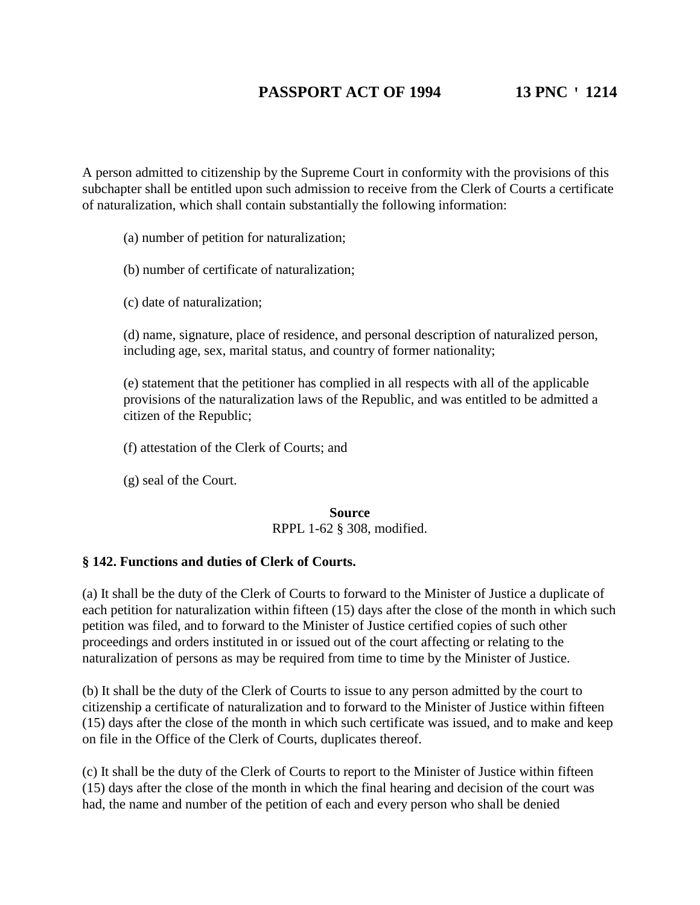A person admitted to citizenship by the Supreme Court in conformity with the provisions of this subchapter shall be entitled upon such admission to receive from the Clerk of Courts a certificate of naturalization, which shall contain substantially the following information:

(a) number of petition for naturalization;

(b) number of certificate of naturalization;

(c) date of naturalization;

(d) name, signature, place of residence, and personal description of naturalized person, including age, sex, marital status, and country of former nationality;

(e) statement that the petitioner has complied in all respects with all of the applicable provisions of the naturalization laws of the Republic, and was entitled to be admitted a citizen of the Republic;

(f) attestation of the Clerk of Courts; and

(g) seal of the Court.

**Source**
RPPL 1-62 § 308, modified.

**§ 142. Functions and duties of Clerk of Courts.**

(a) It shall be the duty of the Clerk of Courts to forward to the Minister of Justice a duplicate of each petition for naturalization within fifteen (15) days after the close of the month in which such petition was filed, and to forward to the Minister of Justice certified copies of such other proceedings and orders instituted in or issued out of the court affecting or relating to the naturalization of persons as may be required from time to time by the Minister of Justice.

(b) It shall be the duty of the Clerk of Courts to issue to any person admitted by the court to citizenship a certificate of naturalization and to forward to the Minister of Justice within fifteen (15) days after the close of the month in which such certificate was issued, and to make and keep on file in the Office of the Clerk of Courts, duplicates thereof.

(c) It shall be the duty of the Clerk of Courts to report to the Minister of Justice within fifteen (15) days after the close of the month in which the final hearing and decision of the court was had, the name and number of the petition of each and every person who shall be denied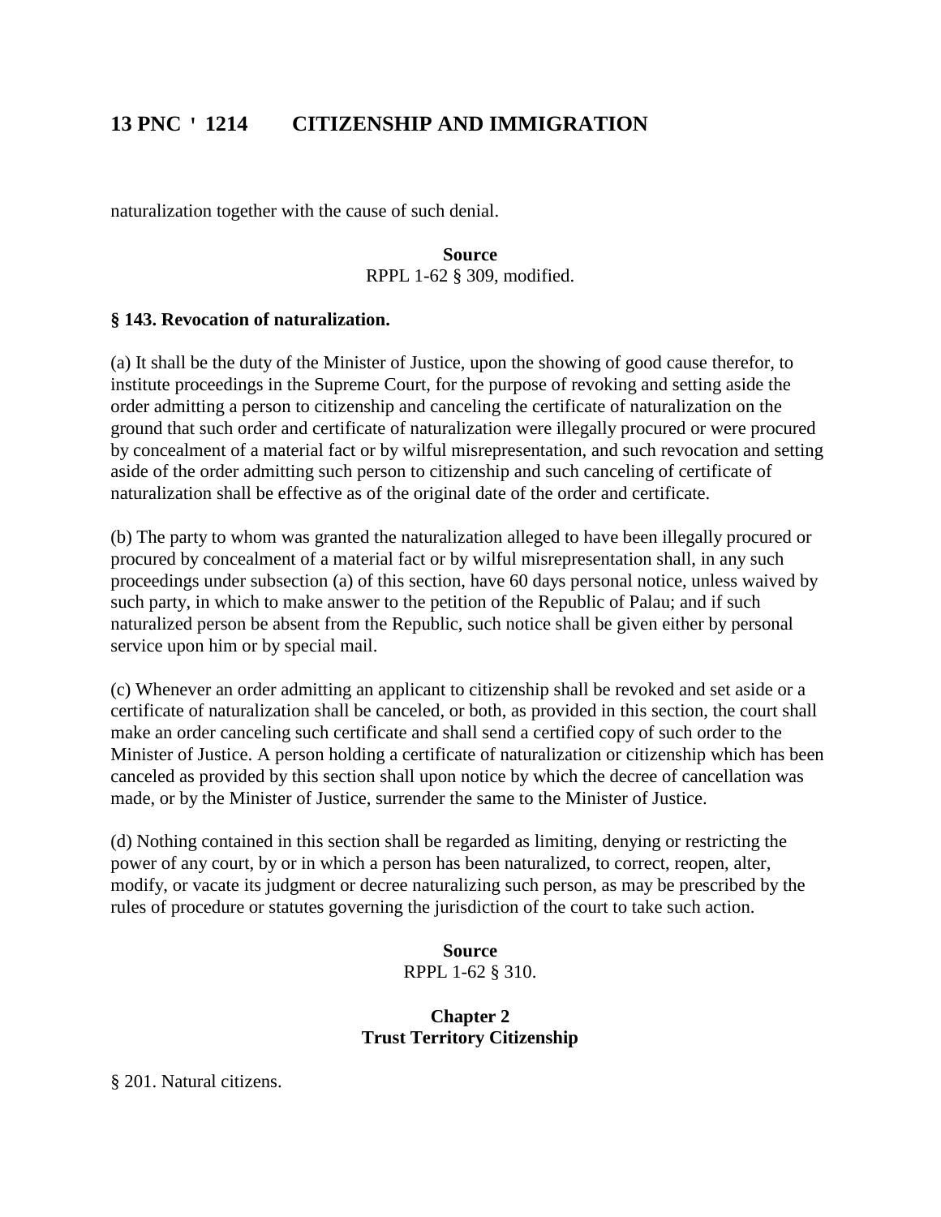naturalization together with the cause of such denial.

**Source**
RPPL 1-62 § 309, modified.

**§ 143. Revocation of naturalization.**

(a) It shall be the duty of the Minister of Justice, upon the showing of good cause therefor, to institute proceedings in the Supreme Court, for the purpose of revoking and setting aside the order admitting a person to citizenship and canceling the certificate of naturalization on the ground that such order and certificate of naturalization were illegally procured or were procured by concealment of a material fact or by wilful misrepresentation, and such revocation and setting aside of the order admitting such person to citizenship and such canceling of certificate of naturalization shall be effective as of the original date of the order and certificate.

(b) The party to whom was granted the naturalization alleged to have been illegally procured or procured by concealment of a material fact or by wilful misrepresentation shall, in any such proceedings under subsection (a) of this section, have 60 days personal notice, unless waived by such party, in which to make answer to the petition of the Republic of Palau; and if such naturalized person be absent from the Republic, such notice shall be given either by personal service upon him or by special mail.

(c) Whenever an order admitting an applicant to citizenship shall be revoked and set aside or a certificate of naturalization shall be canceled, or both, as provided in this section, the court shall make an order canceling such certificate and shall send a certified copy of such order to the Minister of Justice. A person holding a certificate of naturalization or citizenship which has been canceled as provided by this section shall upon notice by which the decree of cancellation was made, or by the Minister of Justice, surrender the same to the Minister of Justice.

(d) Nothing contained in this section shall be regarded as limiting, denying or restricting the power of any court, by or in which a person has been naturalized, to correct, reopen, alter, modify, or vacate its judgment or decree naturalizing such person, as may be prescribed by the rules of procedure or statutes governing the jurisdiction of the court to take such action.

**Source**
RPPL 1-62 § 310.

## Chapter 2
## Trust Territory Citizenship

§ 201. Natural citizens.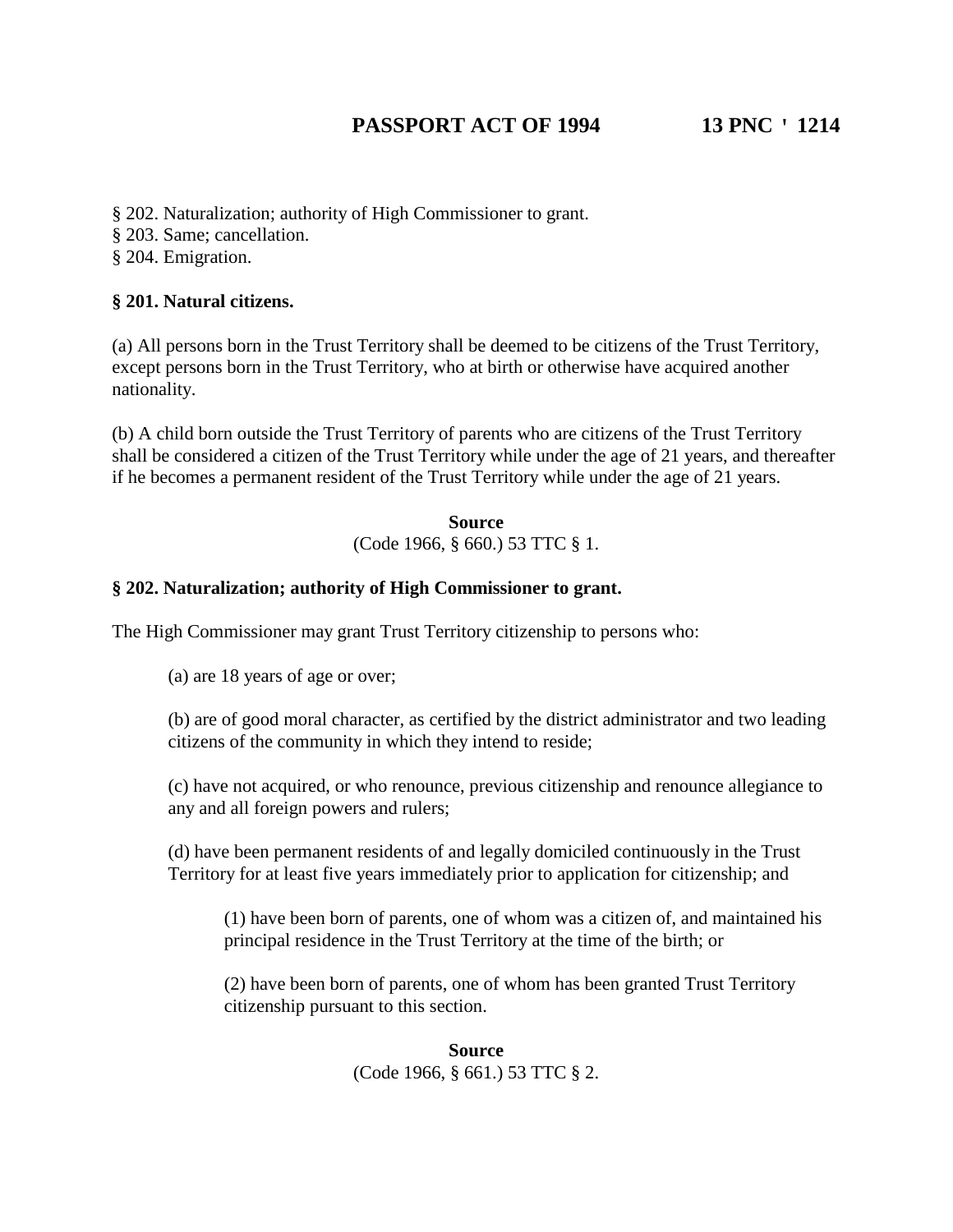§ 202. Naturalization; authority of High Commissioner to grant.
§ 203. Same; cancellation.
§ 204. Emigration.

**§ 201. Natural citizens.**

(a) All persons born in the Trust Territory shall be deemed to be citizens of the Trust Territory, except persons born in the Trust Territory, who at birth or otherwise have acquired another nationality.

(b) A child born outside the Trust Territory of parents who are citizens of the Trust Territory shall be considered a citizen of the Trust Territory while under the age of 21 years, and thereafter if he becomes a permanent resident of the Trust Territory while under the age of 21 years.

**Source**
(Code 1966, § 660.) 53 TTC § 1.

**§ 202. Naturalization; authority of High Commissioner to grant.**

The High Commissioner may grant Trust Territory citizenship to persons who:

(a) are 18 years of age or over;

(b) are of good moral character, as certified by the district administrator and two leading citizens of the community in which they intend to reside;

(c) have not acquired, or who renounce, previous citizenship and renounce allegiance to any and all foreign powers and rulers;

(d) have been permanent residents of and legally domiciled continuously in the Trust Territory for at least five years immediately prior to application for citizenship; and

(1) have been born of parents, one of whom was a citizen of, and maintained his principal residence in the Trust Territory at the time of the birth; or

(2) have been born of parents, one of whom has been granted Trust Territory citizenship pursuant to this section.

**Source**
(Code 1966, § 661.) 53 TTC § 2.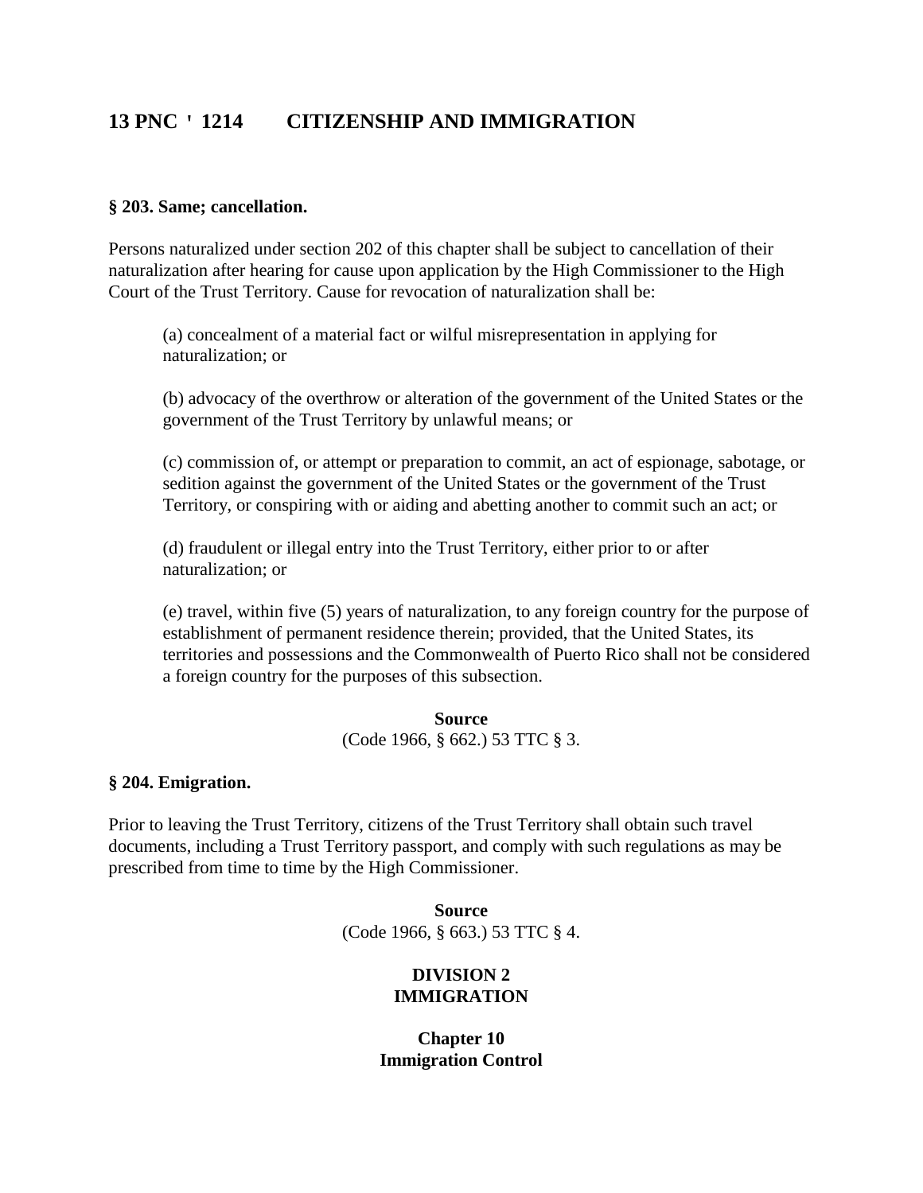**§ 203. Same; cancellation.**

Persons naturalized under section 202 of this chapter shall be subject to cancellation of their naturalization after hearing for cause upon application by the High Commissioner to the High Court of the Trust Territory. Cause for revocation of naturalization shall be:

(a) concealment of a material fact or wilful misrepresentation in applying for naturalization; or

(b) advocacy of the overthrow or alteration of the government of the United States or the government of the Trust Territory by unlawful means; or

(c) commission of, or attempt or preparation to commit, an act of espionage, sabotage, or sedition against the government of the United States or the government of the Trust Territory, or conspiring with or aiding and abetting another to commit such an act; or

(d) fraudulent or illegal entry into the Trust Territory, either prior to or after naturalization; or

(e) travel, within five (5) years of naturalization, to any foreign country for the purpose of establishment of permanent residence therein; provided, that the United States, its territories and possessions and the Commonwealth of Puerto Rico shall not be considered a foreign country for the purposes of this subsection.

**Source**
(Code 1966, § 662.) 53 TTC § 3.

**§ 204. Emigration.**

Prior to leaving the Trust Territory, citizens of the Trust Territory shall obtain such travel documents, including a Trust Territory passport, and comply with such regulations as may be prescribed from time to time by the High Commissioner.

**Source**
(Code 1966, § 663.) 53 TTC § 4.

## DIVISION 2
## IMMIGRATION

### Chapter 10
### Immigration Control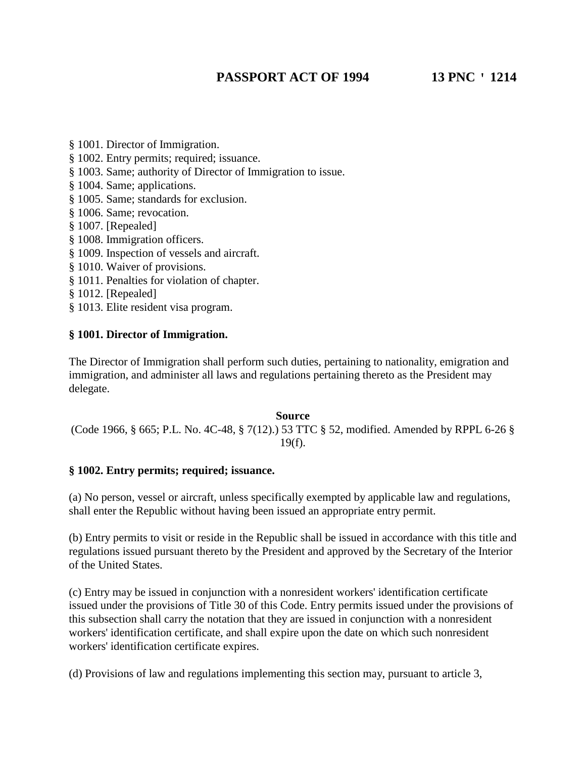§ 1001. Director of Immigration.
§ 1002. Entry permits; required; issuance.
§ 1003. Same; authority of Director of Immigration to issue.
§ 1004. Same; applications.
§ 1005. Same; standards for exclusion.
§ 1006. Same; revocation.
§ 1007. [Repealed]
§ 1008. Immigration officers.
§ 1009. Inspection of vessels and aircraft.
§ 1010. Waiver of provisions.
§ 1011. Penalties for violation of chapter.
§ 1012. [Repealed]
§ 1013. Elite resident visa program.

**§ 1001. Director of Immigration.**

The Director of Immigration shall perform such duties, pertaining to nationality, emigration and immigration, and administer all laws and regulations pertaining thereto as the President may delegate.

**Source**

(Code 1966, § 665; P.L. No. 4C-48, § 7(12).) 53 TTC § 52, modified. Amended by RPPL 6-26 § 19(f).

**§ 1002. Entry permits; required; issuance.**

(a) No person, vessel or aircraft, unless specifically exempted by applicable law and regulations, shall enter the Republic without having been issued an appropriate entry permit.

(b) Entry permits to visit or reside in the Republic shall be issued in accordance with this title and regulations issued pursuant thereto by the President and approved by the Secretary of the Interior of the United States.

(c) Entry may be issued in conjunction with a nonresident workers' identification certificate issued under the provisions of Title 30 of this Code. Entry permits issued under the provisions of this subsection shall carry the notation that they are issued in conjunction with a nonresident workers' identification certificate, and shall expire upon the date on which such nonresident workers' identification certificate expires.

(d) Provisions of law and regulations implementing this section may, pursuant to article 3,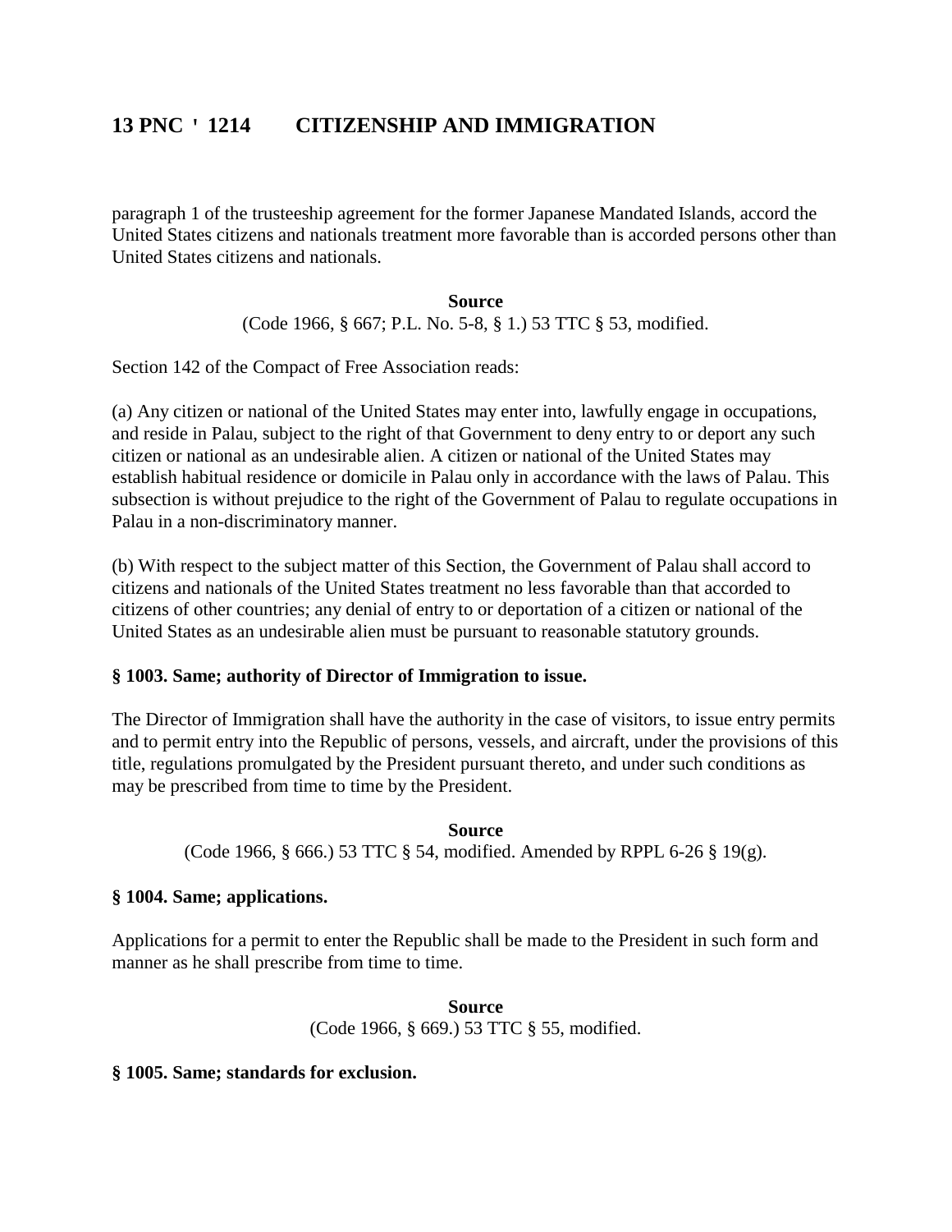paragraph 1 of the trusteeship agreement for the former Japanese Mandated Islands, accord the United States citizens and nationals treatment more favorable than is accorded persons other than United States citizens and nationals.

**Source**

(Code 1966, § 667; P.L. No. 5-8, § 1.) 53 TTC § 53, modified.

Section 142 of the Compact of Free Association reads:

(a) Any citizen or national of the United States may enter into, lawfully engage in occupations, and reside in Palau, subject to the right of that Government to deny entry to or deport any such citizen or national as an undesirable alien. A citizen or national of the United States may establish habitual residence or domicile in Palau only in accordance with the laws of Palau. This subsection is without prejudice to the right of the Government of Palau to regulate occupations in Palau in a non-discriminatory manner.

(b) With respect to the subject matter of this Section, the Government of Palau shall accord to citizens and nationals of the United States treatment no less favorable than that accorded to citizens of other countries; any denial of entry to or deportation of a citizen or national of the United States as an undesirable alien must be pursuant to reasonable statutory grounds.

**§ 1003. Same; authority of Director of Immigration to issue.**

The Director of Immigration shall have the authority in the case of visitors, to issue entry permits and to permit entry into the Republic of persons, vessels, and aircraft, under the provisions of this title, regulations promulgated by the President pursuant thereto, and under such conditions as may be prescribed from time to time by the President.

**Source**

(Code 1966, § 666.) 53 TTC § 54, modified. Amended by RPPL 6-26 § 19(g).

**§ 1004. Same; applications.**

Applications for a permit to enter the Republic shall be made to the President in such form and manner as he shall prescribe from time to time.

**Source**

(Code 1966, § 669.) 53 TTC § 55, modified.

**§ 1005. Same; standards for exclusion.**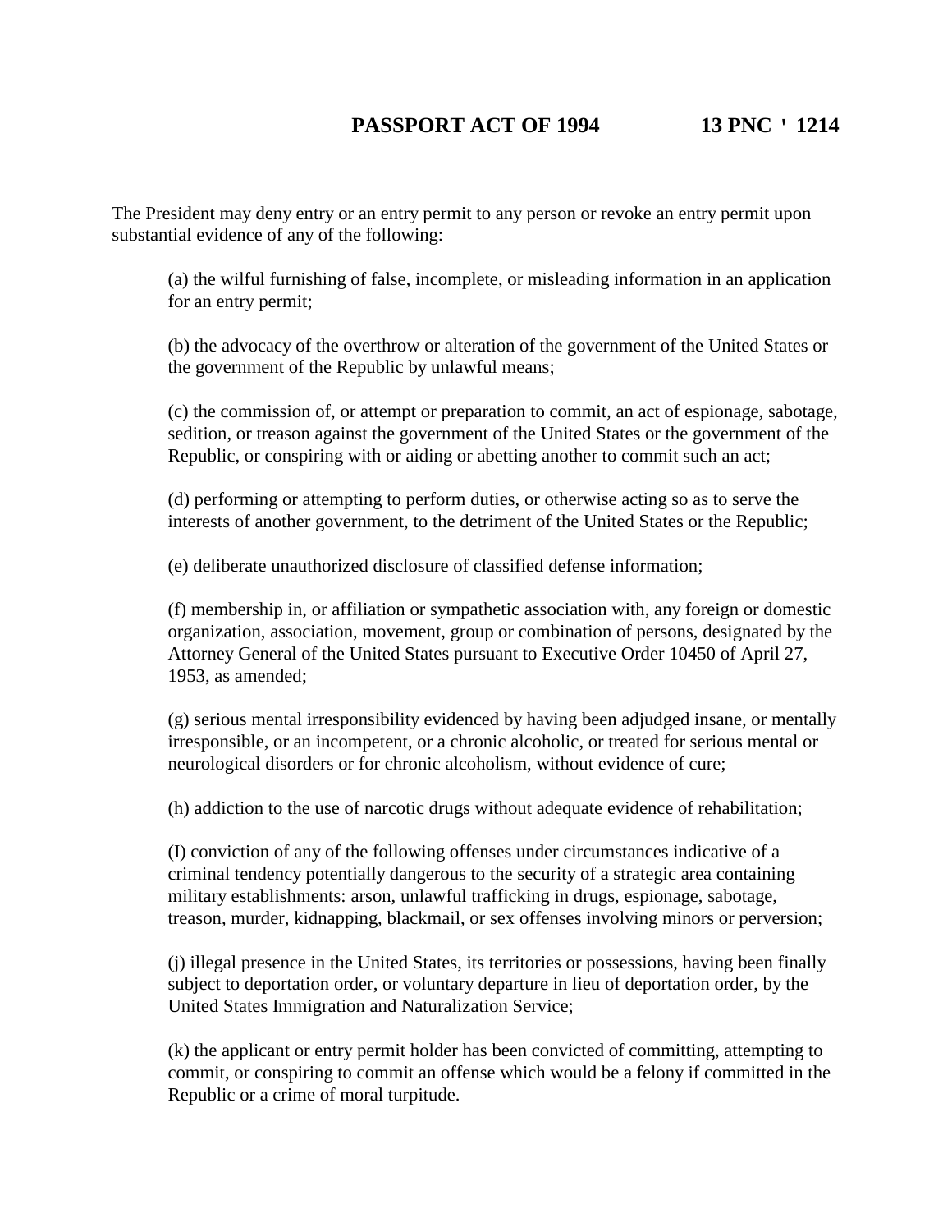The President may deny entry or an entry permit to any person or revoke an entry permit upon substantial evidence of any of the following:

(a) the wilful furnishing of false, incomplete, or misleading information in an application for an entry permit;

(b) the advocacy of the overthrow or alteration of the government of the United States or the government of the Republic by unlawful means;

(c) the commission of, or attempt or preparation to commit, an act of espionage, sabotage, sedition, or treason against the government of the United States or the government of the Republic, or conspiring with or aiding or abetting another to commit such an act;

(d) performing or attempting to perform duties, or otherwise acting so as to serve the interests of another government, to the detriment of the United States or the Republic;

(e) deliberate unauthorized disclosure of classified defense information;

(f) membership in, or affiliation or sympathetic association with, any foreign or domestic organization, association, movement, group or combination of persons, designated by the Attorney General of the United States pursuant to Executive Order 10450 of April 27, 1953, as amended;

(g) serious mental irresponsibility evidenced by having been adjudged insane, or mentally irresponsible, or an incompetent, or a chronic alcoholic, or treated for serious mental or neurological disorders or for chronic alcoholism, without evidence of cure;

(h) addiction to the use of narcotic drugs without adequate evidence of rehabilitation;

(I) conviction of any of the following offenses under circumstances indicative of a criminal tendency potentially dangerous to the security of a strategic area containing military establishments: arson, unlawful trafficking in drugs, espionage, sabotage, treason, murder, kidnapping, blackmail, or sex offenses involving minors or perversion;

(j) illegal presence in the United States, its territories or possessions, having been finally subject to deportation order, or voluntary departure in lieu of deportation order, by the United States Immigration and Naturalization Service;

(k) the applicant or entry permit holder has been convicted of committing, attempting to commit, or conspiring to commit an offense which would be a felony if committed in the Republic or a crime of moral turpitude.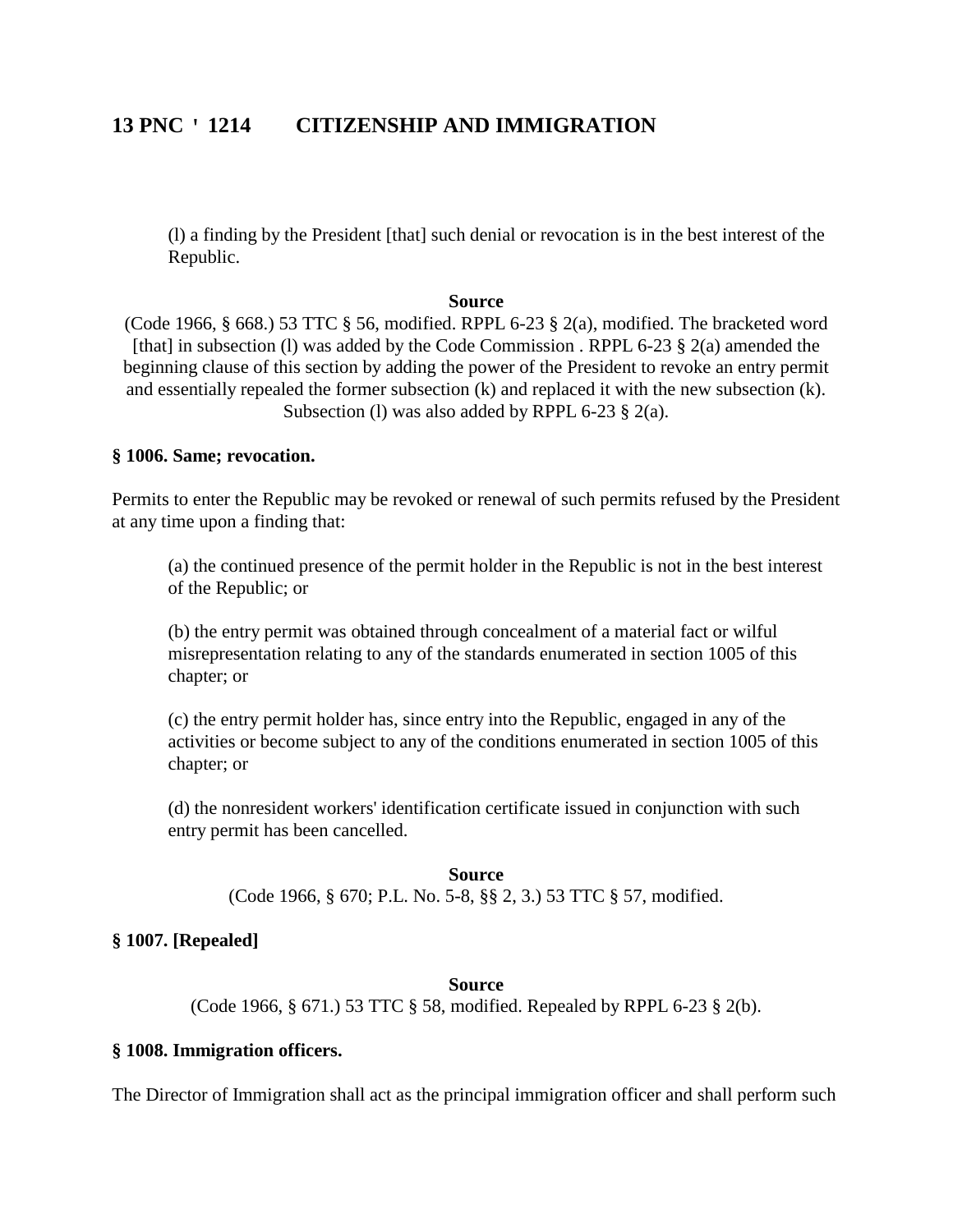(l) a finding by the President [that] such denial or revocation is in the best interest of the Republic.

**Source**

(Code 1966, § 668.) 53 TTC § 56, modified. RPPL 6-23 § 2(a), modified. The bracketed word [that] in subsection (l) was added by the Code Commission . RPPL 6-23 § 2(a) amended the beginning clause of this section by adding the power of the President to revoke an entry permit and essentially repealed the former subsection (k) and replaced it with the new subsection (k). Subsection (l) was also added by RPPL 6-23 § 2(a).

**§ 1006. Same; revocation.**

Permits to enter the Republic may be revoked or renewal of such permits refused by the President at any time upon a finding that:

(a) the continued presence of the permit holder in the Republic is not in the best interest of the Republic; or

(b) the entry permit was obtained through concealment of a material fact or wilful misrepresentation relating to any of the standards enumerated in section 1005 of this chapter; or

(c) the entry permit holder has, since entry into the Republic, engaged in any of the activities or become subject to any of the conditions enumerated in section 1005 of this chapter; or

(d) the nonresident workers' identification certificate issued in conjunction with such entry permit has been cancelled.

**Source**

(Code 1966, § 670; P.L. No. 5-8, §§ 2, 3.) 53 TTC § 57, modified.

**§ 1007. [Repealed]**

**Source**

(Code 1966, § 671.) 53 TTC § 58, modified. Repealed by RPPL 6-23 § 2(b).

**§ 1008. Immigration officers.**

The Director of Immigration shall act as the principal immigration officer and shall perform such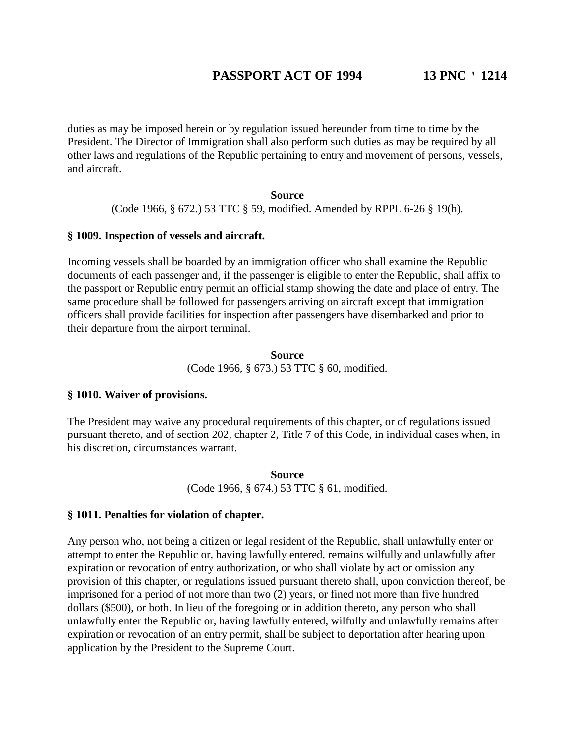duties as may be imposed herein or by regulation issued hereunder from time to time by the President. The Director of Immigration shall also perform such duties as may be required by all other laws and regulations of the Republic pertaining to entry and movement of persons, vessels, and aircraft.

**Source**

(Code 1966, § 672.) 53 TTC § 59, modified. Amended by RPPL 6-26 § 19(h).

**§ 1009. Inspection of vessels and aircraft.**

Incoming vessels shall be boarded by an immigration officer who shall examine the Republic documents of each passenger and, if the passenger is eligible to enter the Republic, shall affix to the passport or Republic entry permit an official stamp showing the date and place of entry. The same procedure shall be followed for passengers arriving on aircraft except that immigration officers shall provide facilities for inspection after passengers have disembarked and prior to their departure from the airport terminal.

**Source**

(Code 1966, § 673.) 53 TTC § 60, modified.

**§ 1010. Waiver of provisions.**

The President may waive any procedural requirements of this chapter, or of regulations issued pursuant thereto, and of section 202, chapter 2, Title 7 of this Code, in individual cases when, in his discretion, circumstances warrant.

**Source**

(Code 1966, § 674.) 53 TTC § 61, modified.

**§ 1011. Penalties for violation of chapter.**

Any person who, not being a citizen or legal resident of the Republic, shall unlawfully enter or attempt to enter the Republic or, having lawfully entered, remains wilfully and unlawfully after expiration or revocation of entry authorization, or who shall violate by act or omission any provision of this chapter, or regulations issued pursuant thereto shall, upon conviction thereof, be imprisoned for a period of not more than two (2) years, or fined not more than five hundred dollars ($500), or both. In lieu of the foregoing or in addition thereto, any person who shall unlawfully enter the Republic or, having lawfully entered, wilfully and unlawfully remains after expiration or revocation of an entry permit, shall be subject to deportation after hearing upon application by the President to the Supreme Court.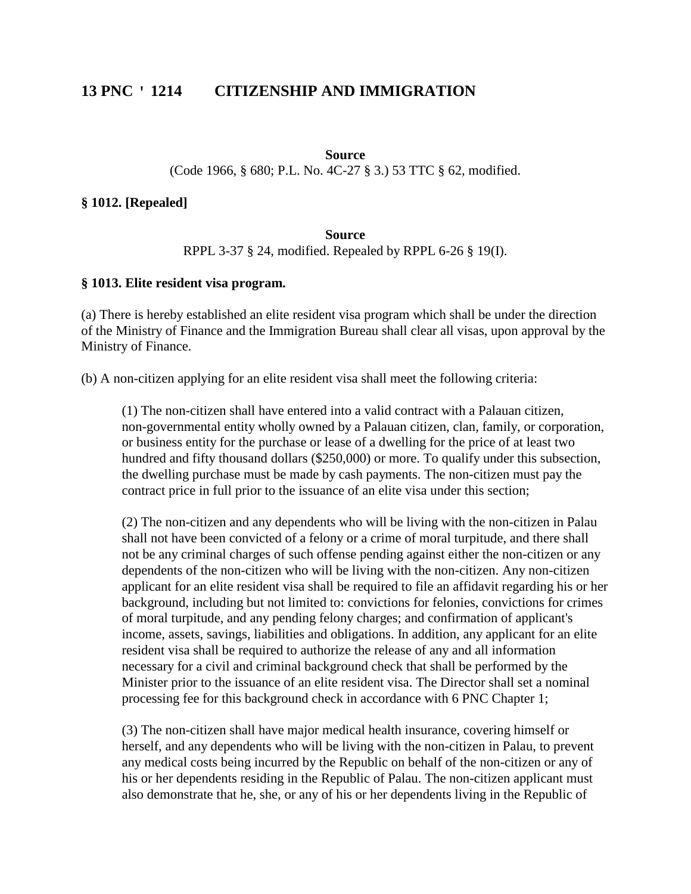**Source**

(Code 1966, § 680; P.L. No. 4C-27 § 3.) 53 TTC § 62, modified.

**§ 1012. [Repealed]**

**Source**

RPPL 3-37 § 24, modified. Repealed by RPPL 6-26 § 19(I).

**§ 1013. Elite resident visa program.**

(a) There is hereby established an elite resident visa program which shall be under the direction of the Ministry of Finance and the Immigration Bureau shall clear all visas, upon approval by the Ministry of Finance.

(b) A non-citizen applying for an elite resident visa shall meet the following criteria:

(1) The non-citizen shall have entered into a valid contract with a Palauan citizen, non-governmental entity wholly owned by a Palauan citizen, clan, family, or corporation, or business entity for the purchase or lease of a dwelling for the price of at least two hundred and fifty thousand dollars ($250,000) or more. To qualify under this subsection, the dwelling purchase must be made by cash payments. The non-citizen must pay the contract price in full prior to the issuance of an elite visa under this section;

(2) The non-citizen and any dependents who will be living with the non-citizen in Palau shall not have been convicted of a felony or a crime of moral turpitude, and there shall not be any criminal charges of such offense pending against either the non-citizen or any dependents of the non-citizen who will be living with the non-citizen. Any non-citizen applicant for an elite resident visa shall be required to file an affidavit regarding his or her background, including but not limited to: convictions for felonies, convictions for crimes of moral turpitude, and any pending felony charges; and confirmation of applicant's income, assets, savings, liabilities and obligations. In addition, any applicant for an elite resident visa shall be required to authorize the release of any and all information necessary for a civil and criminal background check that shall be performed by the Minister prior to the issuance of an elite resident visa. The Director shall set a nominal processing fee for this background check in accordance with 6 PNC Chapter 1;

(3) The non-citizen shall have major medical health insurance, covering himself or herself, and any dependents who will be living with the non-citizen in Palau, to prevent any medical costs being incurred by the Republic on behalf of the non-citizen or any of his or her dependents residing in the Republic of Palau. The non-citizen applicant must also demonstrate that he, she, or any of his or her dependents living in the Republic of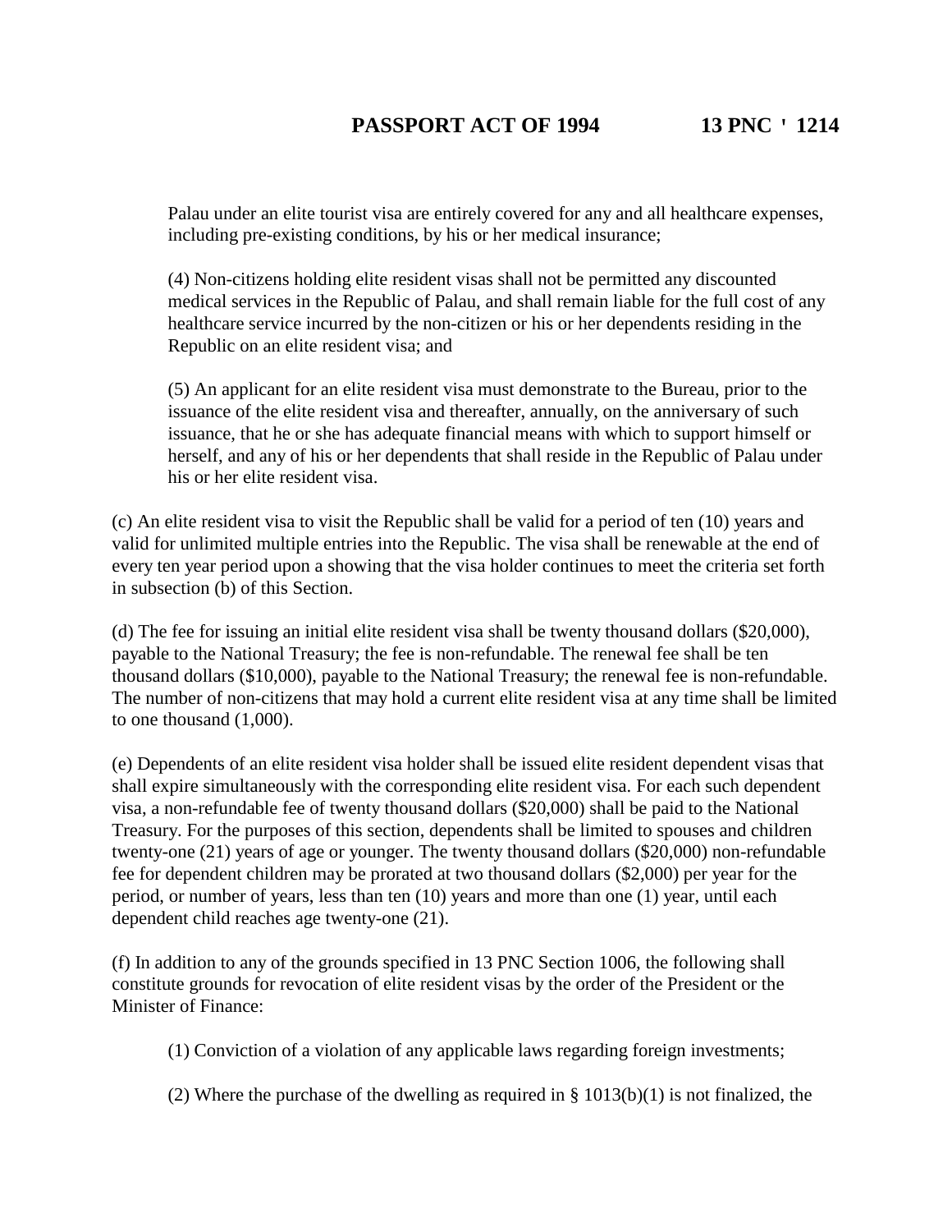Palau under an elite tourist visa are entirely covered for any and all healthcare expenses, including pre-existing conditions, by his or her medical insurance;

(4) Non-citizens holding elite resident visas shall not be permitted any discounted medical services in the Republic of Palau, and shall remain liable for the full cost of any healthcare service incurred by the non-citizen or his or her dependents residing in the Republic on an elite resident visa; and

(5) An applicant for an elite resident visa must demonstrate to the Bureau, prior to the issuance of the elite resident visa and thereafter, annually, on the anniversary of such issuance, that he or she has adequate financial means with which to support himself or herself, and any of his or her dependents that shall reside in the Republic of Palau under his or her elite resident visa.

(c) An elite resident visa to visit the Republic shall be valid for a period of ten (10) years and valid for unlimited multiple entries into the Republic. The visa shall be renewable at the end of every ten year period upon a showing that the visa holder continues to meet the criteria set forth in subsection (b) of this Section.

(d) The fee for issuing an initial elite resident visa shall be twenty thousand dollars ($20,000), payable to the National Treasury; the fee is non-refundable. The renewal fee shall be ten thousand dollars ($10,000), payable to the National Treasury; the renewal fee is non-refundable. The number of non-citizens that may hold a current elite resident visa at any time shall be limited to one thousand (1,000).

(e) Dependents of an elite resident visa holder shall be issued elite resident dependent visas that shall expire simultaneously with the corresponding elite resident visa. For each such dependent visa, a non-refundable fee of twenty thousand dollars ($20,000) shall be paid to the National Treasury. For the purposes of this section, dependents shall be limited to spouses and children twenty-one (21) years of age or younger. The twenty thousand dollars ($20,000) non-refundable fee for dependent children may be prorated at two thousand dollars ($2,000) per year for the period, or number of years, less than ten (10) years and more than one (1) year, until each dependent child reaches age twenty-one (21).

(f) In addition to any of the grounds specified in 13 PNC Section 1006, the following shall constitute grounds for revocation of elite resident visas by the order of the President or the Minister of Finance:

(1) Conviction of a violation of any applicable laws regarding foreign investments;

(2) Where the purchase of the dwelling as required in § 1013(b)(1) is not finalized, the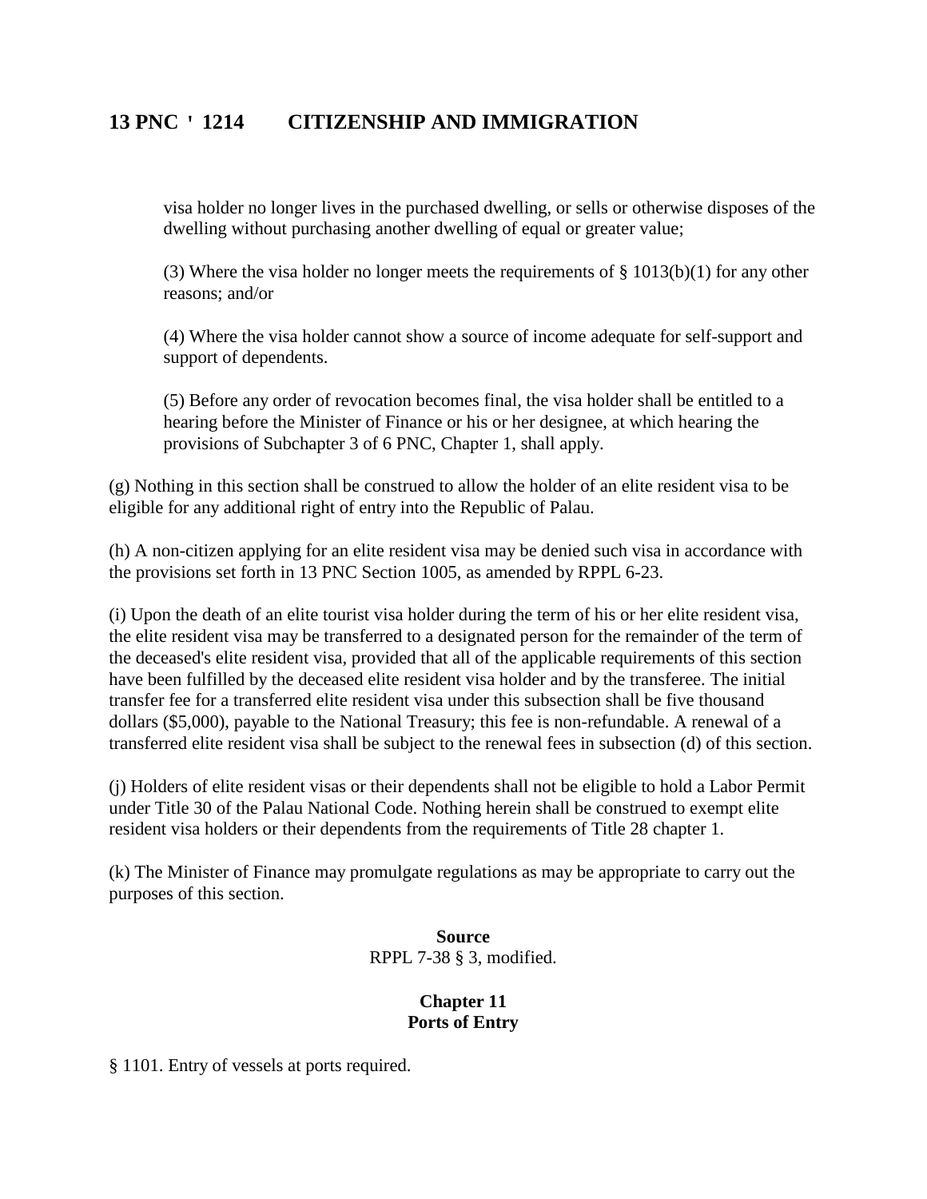visa holder no longer lives in the purchased dwelling, or sells or otherwise disposes of the dwelling without purchasing another dwelling of equal or greater value;

(3) Where the visa holder no longer meets the requirements of § 1013(b)(1) for any other reasons; and/or

(4) Where the visa holder cannot show a source of income adequate for self-support and support of dependents.

(5) Before any order of revocation becomes final, the visa holder shall be entitled to a hearing before the Minister of Finance or his or her designee, at which hearing the provisions of Subchapter 3 of 6 PNC, Chapter 1, shall apply.

(g) Nothing in this section shall be construed to allow the holder of an elite resident visa to be eligible for any additional right of entry into the Republic of Palau.

(h) A non-citizen applying for an elite resident visa may be denied such visa in accordance with the provisions set forth in 13 PNC Section 1005, as amended by RPPL 6-23.

(i) Upon the death of an elite tourist visa holder during the term of his or her elite resident visa, the elite resident visa may be transferred to a designated person for the remainder of the term of the deceased's elite resident visa, provided that all of the applicable requirements of this section have been fulfilled by the deceased elite resident visa holder and by the transferee. The initial transfer fee for a transferred elite resident visa under this subsection shall be five thousand dollars ($5,000), payable to the National Treasury; this fee is non-refundable. A renewal of a transferred elite resident visa shall be subject to the renewal fees in subsection (d) of this section.

(j) Holders of elite resident visas or their dependents shall not be eligible to hold a Labor Permit under Title 30 of the Palau National Code. Nothing herein shall be construed to exempt elite resident visa holders or their dependents from the requirements of Title 28 chapter 1.

(k) The Minister of Finance may promulgate regulations as may be appropriate to carry out the purposes of this section.

**Source**
RPPL 7-38 § 3, modified.

## Chapter 11
## Ports of Entry

§ 1101. Entry of vessels at ports required.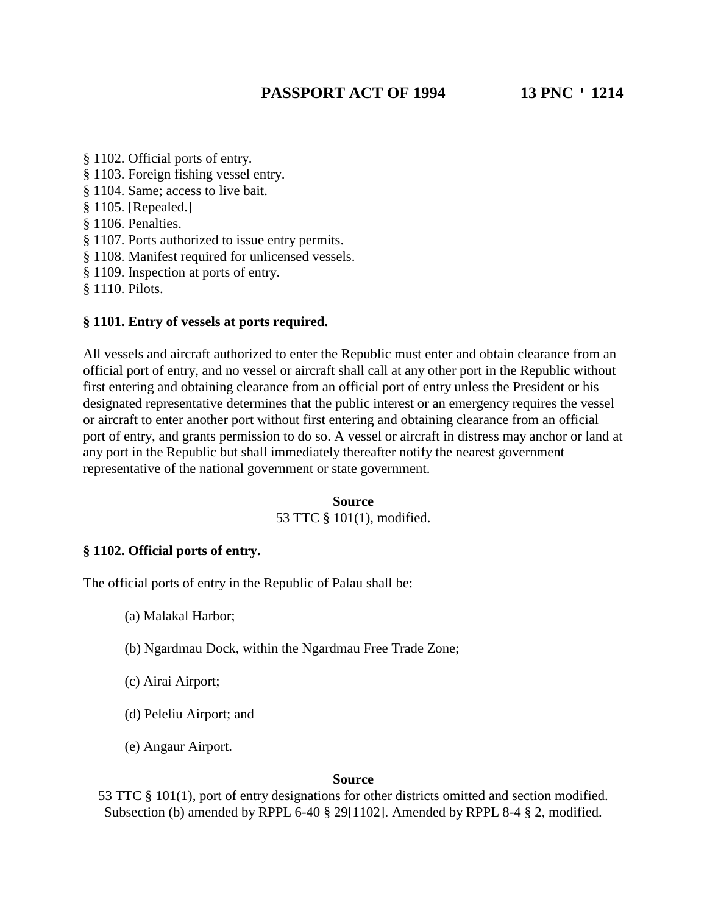§ 1102. Official ports of entry.
§ 1103. Foreign fishing vessel entry.
§ 1104. Same; access to live bait.
§ 1105. [Repealed.]
§ 1106. Penalties.
§ 1107. Ports authorized to issue entry permits.
§ 1108. Manifest required for unlicensed vessels.
§ 1109. Inspection at ports of entry.
§ 1110. Pilots.

**§ 1101. Entry of vessels at ports required.**

All vessels and aircraft authorized to enter the Republic must enter and obtain clearance from an official port of entry, and no vessel or aircraft shall call at any other port in the Republic without first entering and obtaining clearance from an official port of entry unless the President or his designated representative determines that the public interest or an emergency requires the vessel or aircraft to enter another port without first entering and obtaining clearance from an official port of entry, and grants permission to do so. A vessel or aircraft in distress may anchor or land at any port in the Republic but shall immediately thereafter notify the nearest government representative of the national government or state government.

**Source**
53 TTC § 101(1), modified.

**§ 1102. Official ports of entry.**

The official ports of entry in the Republic of Palau shall be:

(a) Malakal Harbor;

(b) Ngardmau Dock, within the Ngardmau Free Trade Zone;

(c) Airai Airport;

(d) Peleliu Airport; and

(e) Angaur Airport.

**Source**
53 TTC § 101(1), port of entry designations for other districts omitted and section modified. Subsection (b) amended by RPPL 6-40 § 29[1102]. Amended by RPPL 8-4 § 2, modified.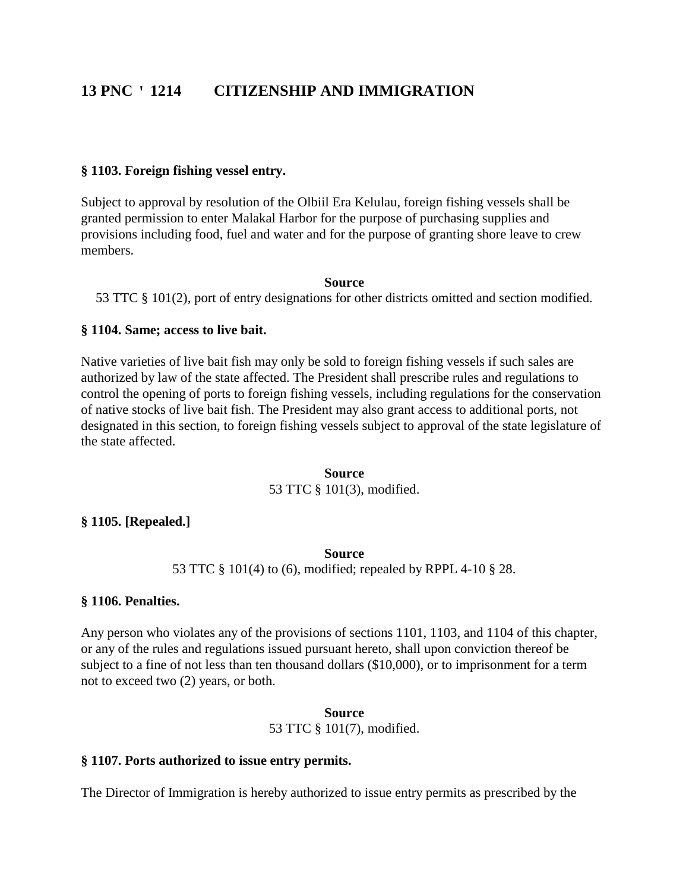**§ 1103. Foreign fishing vessel entry.**

Subject to approval by resolution of the Olbiil Era Kelulau, foreign fishing vessels shall be granted permission to enter Malakal Harbor for the purpose of purchasing supplies and provisions including food, fuel and water and for the purpose of granting shore leave to crew members.

**Source**
53 TTC § 101(2), port of entry designations for other districts omitted and section modified.

**§ 1104. Same; access to live bait.**

Native varieties of live bait fish may only be sold to foreign fishing vessels if such sales are authorized by law of the state affected. The President shall prescribe rules and regulations to control the opening of ports to foreign fishing vessels, including regulations for the conservation of native stocks of live bait fish. The President may also grant access to additional ports, not designated in this section, to foreign fishing vessels subject to approval of the state legislature of the state affected.

**Source**
53 TTC § 101(3), modified.

**§ 1105. [Repealed.]**

**Source**
53 TTC § 101(4) to (6), modified; repealed by RPPL 4-10 § 28.

**§ 1106. Penalties.**

Any person who violates any of the provisions of sections 1101, 1103, and 1104 of this chapter, or any of the rules and regulations issued pursuant hereto, shall upon conviction thereof be subject to a fine of not less than ten thousand dollars ($10,000), or to imprisonment for a term not to exceed two (2) years, or both.

**Source**
53 TTC § 101(7), modified.

**§ 1107. Ports authorized to issue entry permits.**

The Director of Immigration is hereby authorized to issue entry permits as prescribed by the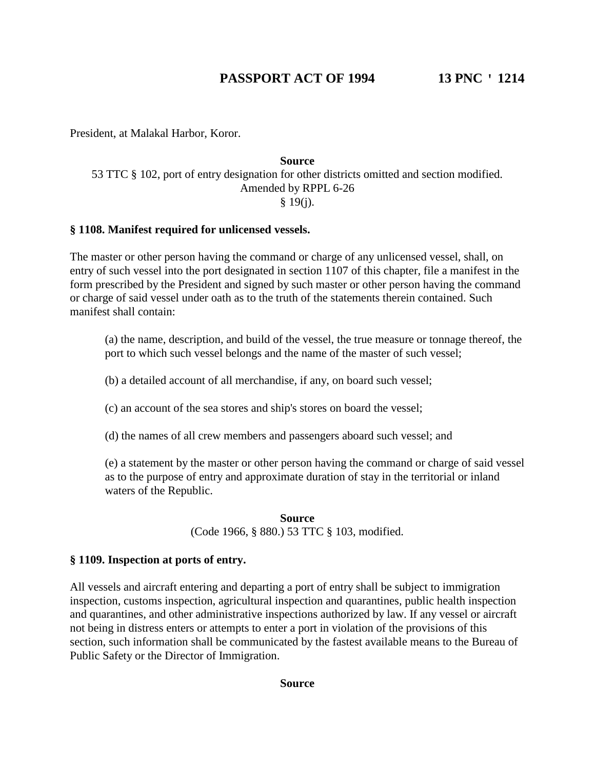President, at Malakal Harbor, Koror.

**Source**

53 TTC § 102, port of entry designation for other districts omitted and section modified. Amended by RPPL 6-26 § 19(j).

**§ 1108. Manifest required for unlicensed vessels.**

The master or other person having the command or charge of any unlicensed vessel, shall, on entry of such vessel into the port designated in section 1107 of this chapter, file a manifest in the form prescribed by the President and signed by such master or other person having the command or charge of said vessel under oath as to the truth of the statements therein contained. Such manifest shall contain:

(a) the name, description, and build of the vessel, the true measure or tonnage thereof, the port to which such vessel belongs and the name of the master of such vessel;

(b) a detailed account of all merchandise, if any, on board such vessel;

(c) an account of the sea stores and ship's stores on board the vessel;

(d) the names of all crew members and passengers aboard such vessel; and

(e) a statement by the master or other person having the command or charge of said vessel as to the purpose of entry and approximate duration of stay in the territorial or inland waters of the Republic.

**Source**

(Code 1966, § 880.) 53 TTC § 103, modified.

**§ 1109. Inspection at ports of entry.**

All vessels and aircraft entering and departing a port of entry shall be subject to immigration inspection, customs inspection, agricultural inspection and quarantines, public health inspection and quarantines, and other administrative inspections authorized by law. If any vessel or aircraft not being in distress enters or attempts to enter a port in violation of the provisions of this section, such information shall be communicated by the fastest available means to the Bureau of Public Safety or the Director of Immigration.

**Source**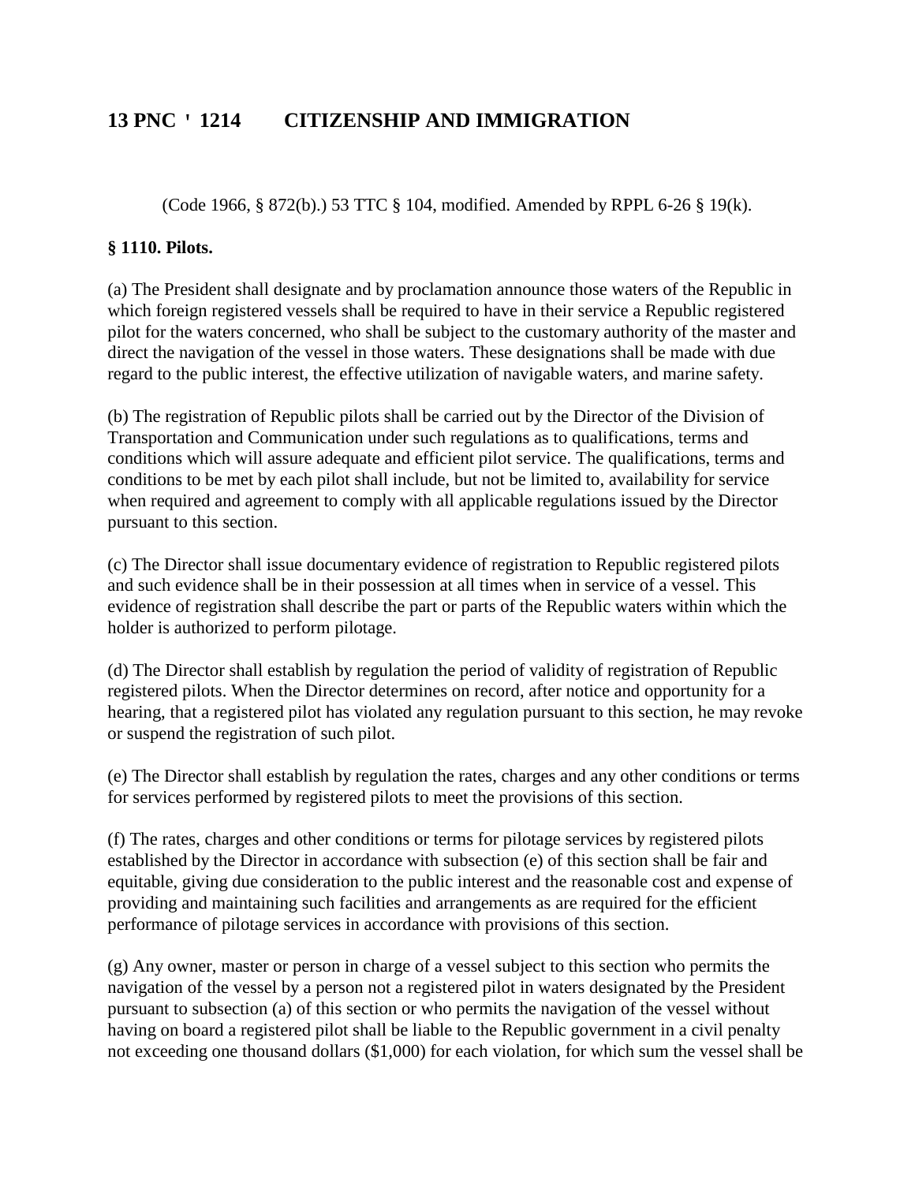(Code 1966, § 872(b).) 53 TTC § 104, modified. Amended by RPPL 6-26 § 19(k).

**§ 1110. Pilots.**

(a) The President shall designate and by proclamation announce those waters of the Republic in which foreign registered vessels shall be required to have in their service a Republic registered pilot for the waters concerned, who shall be subject to the customary authority of the master and direct the navigation of the vessel in those waters. These designations shall be made with due regard to the public interest, the effective utilization of navigable waters, and marine safety.

(b) The registration of Republic pilots shall be carried out by the Director of the Division of Transportation and Communication under such regulations as to qualifications, terms and conditions which will assure adequate and efficient pilot service. The qualifications, terms and conditions to be met by each pilot shall include, but not be limited to, availability for service when required and agreement to comply with all applicable regulations issued by the Director pursuant to this section.

(c) The Director shall issue documentary evidence of registration to Republic registered pilots and such evidence shall be in their possession at all times when in service of a vessel. This evidence of registration shall describe the part or parts of the Republic waters within which the holder is authorized to perform pilotage.

(d) The Director shall establish by regulation the period of validity of registration of Republic registered pilots. When the Director determines on record, after notice and opportunity for a hearing, that a registered pilot has violated any regulation pursuant to this section, he may revoke or suspend the registration of such pilot.

(e) The Director shall establish by regulation the rates, charges and any other conditions or terms for services performed by registered pilots to meet the provisions of this section.

(f) The rates, charges and other conditions or terms for pilotage services by registered pilots established by the Director in accordance with subsection (e) of this section shall be fair and equitable, giving due consideration to the public interest and the reasonable cost and expense of providing and maintaining such facilities and arrangements as are required for the efficient performance of pilotage services in accordance with provisions of this section.

(g) Any owner, master or person in charge of a vessel subject to this section who permits the navigation of the vessel by a person not a registered pilot in waters designated by the President pursuant to subsection (a) of this section or who permits the navigation of the vessel without having on board a registered pilot shall be liable to the Republic government in a civil penalty not exceeding one thousand dollars ($1,000) for each violation, for which sum the vessel shall be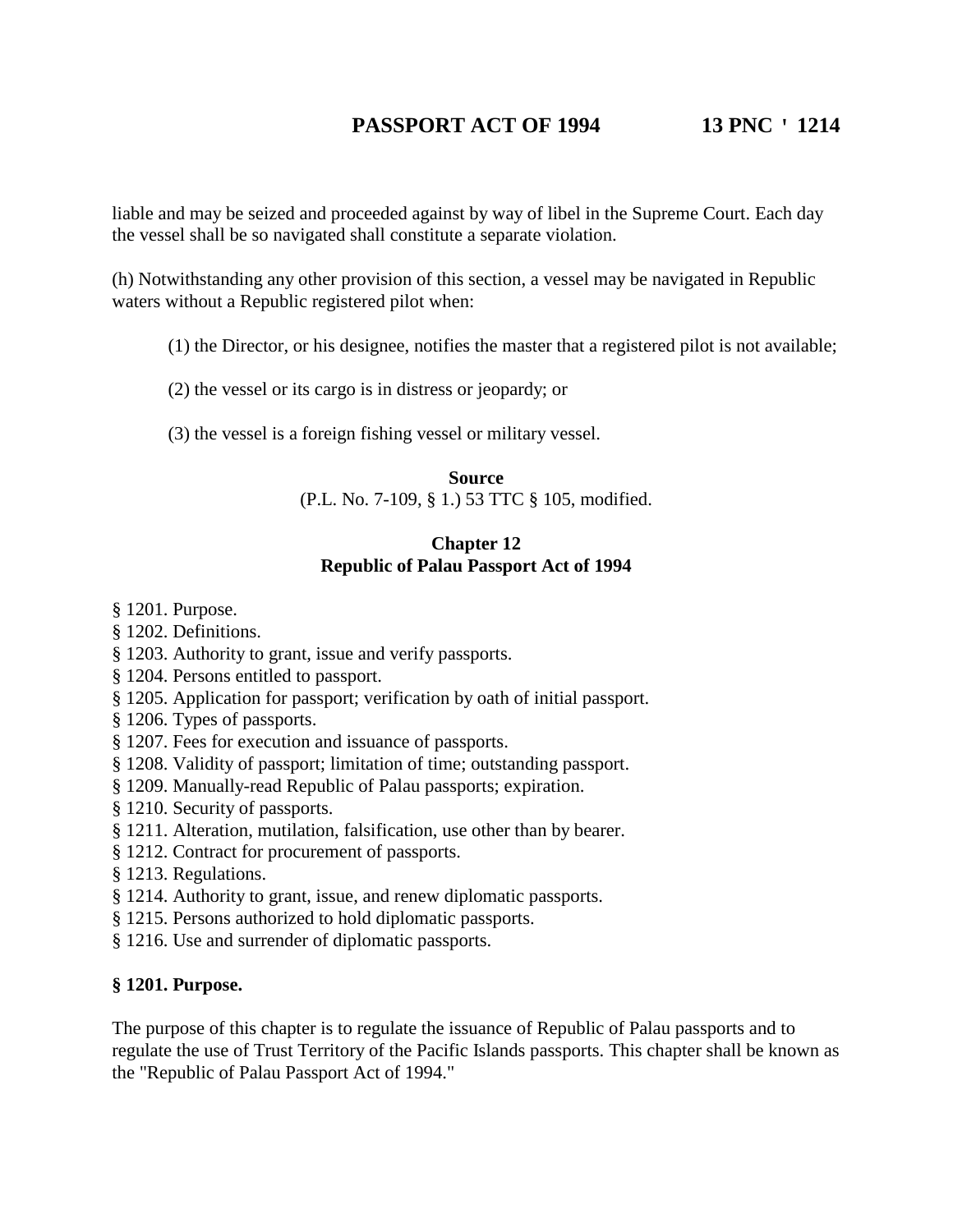liable and may be seized and proceeded against by way of libel in the Supreme Court. Each day the vessel shall be so navigated shall constitute a separate violation.

(h) Notwithstanding any other provision of this section, a vessel may be navigated in Republic waters without a Republic registered pilot when:

(1) the Director, or his designee, notifies the master that a registered pilot is not available;

(2) the vessel or its cargo is in distress or jeopardy; or

(3) the vessel is a foreign fishing vessel or military vessel.

**Source**
(P.L. No. 7-109, § 1.) 53 TTC § 105, modified.

## Chapter 12
## Republic of Palau Passport Act of 1994

§ 1201. Purpose.
§ 1202. Definitions.
§ 1203. Authority to grant, issue and verify passports.
§ 1204. Persons entitled to passport.
§ 1205. Application for passport; verification by oath of initial passport.
§ 1206. Types of passports.
§ 1207. Fees for execution and issuance of passports.
§ 1208. Validity of passport; limitation of time; outstanding passport.
§ 1209. Manually-read Republic of Palau passports; expiration.
§ 1210. Security of passports.
§ 1211. Alteration, mutilation, falsification, use other than by bearer.
§ 1212. Contract for procurement of passports.
§ 1213. Regulations.
§ 1214. Authority to grant, issue, and renew diplomatic passports.
§ 1215. Persons authorized to hold diplomatic passports.
§ 1216. Use and surrender of diplomatic passports.

### § 1201. Purpose.

The purpose of this chapter is to regulate the issuance of Republic of Palau passports and to regulate the use of Trust Territory of the Pacific Islands passports. This chapter shall be known as the "Republic of Palau Passport Act of 1994."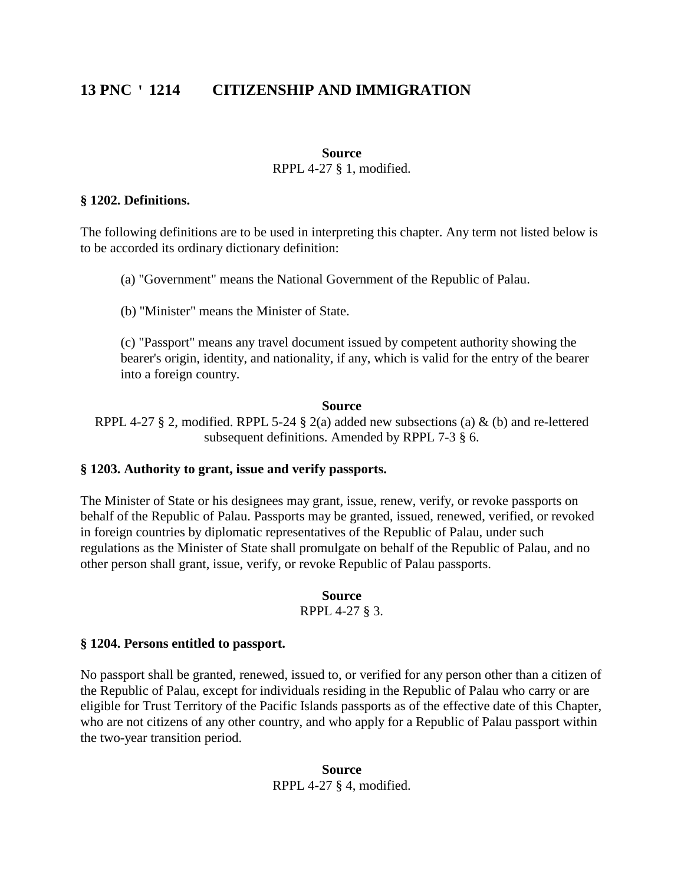**Source**
RPPL 4-27 § 1, modified.

**§ 1202. Definitions.**

The following definitions are to be used in interpreting this chapter. Any term not listed below is to be accorded its ordinary dictionary definition:

(a) "Government" means the National Government of the Republic of Palau.

(b) "Minister" means the Minister of State.

(c) "Passport" means any travel document issued by competent authority showing the bearer's origin, identity, and nationality, if any, which is valid for the entry of the bearer into a foreign country.

**Source**
RPPL 4-27 § 2, modified. RPPL 5-24 § 2(a) added new subsections (a) & (b) and re-lettered subsequent definitions. Amended by RPPL 7-3 § 6.

**§ 1203. Authority to grant, issue and verify passports.**

The Minister of State or his designees may grant, issue, renew, verify, or revoke passports on behalf of the Republic of Palau. Passports may be granted, issued, renewed, verified, or revoked in foreign countries by diplomatic representatives of the Republic of Palau, under such regulations as the Minister of State shall promulgate on behalf of the Republic of Palau, and no other person shall grant, issue, verify, or revoke Republic of Palau passports.

**Source**
RPPL 4-27 § 3.

**§ 1204. Persons entitled to passport.**

No passport shall be granted, renewed, issued to, or verified for any person other than a citizen of the Republic of Palau, except for individuals residing in the Republic of Palau who carry or are eligible for Trust Territory of the Pacific Islands passports as of the effective date of this Chapter, who are not citizens of any other country, and who apply for a Republic of Palau passport within the two-year transition period.

**Source**
RPPL 4-27 § 4, modified.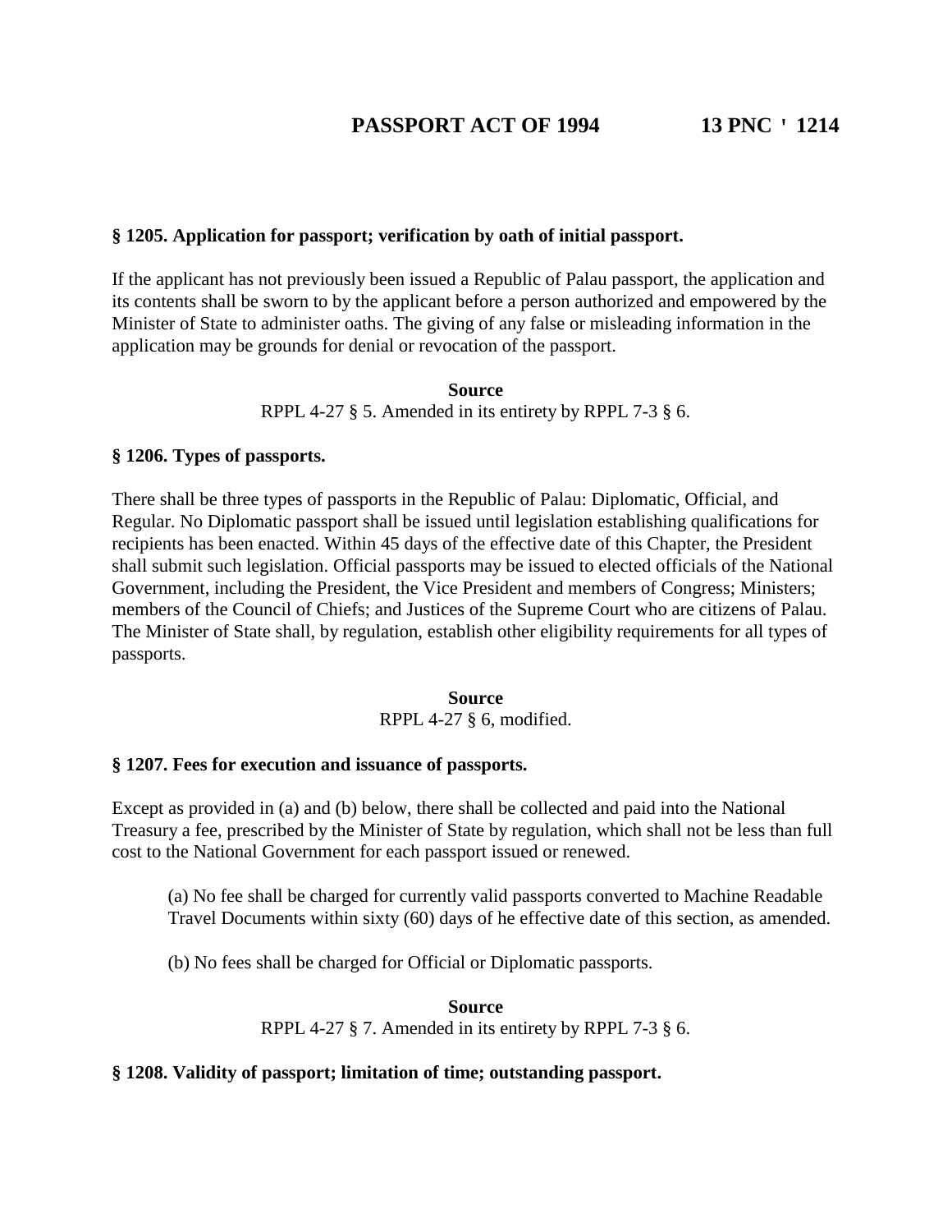### § 1205. Application for passport; verification by oath of initial passport.

If the applicant has not previously been issued a Republic of Palau passport, the application and its contents shall be sworn to by the applicant before a person authorized and empowered by the Minister of State to administer oaths. The giving of any false or misleading information in the application may be grounds for denial or revocation of the passport.

**Source**

RPPL 4-27 § 5. Amended in its entirety by RPPL 7-3 § 6.

### § 1206. Types of passports.

There shall be three types of passports in the Republic of Palau: Diplomatic, Official, and Regular. No Diplomatic passport shall be issued until legislation establishing qualifications for recipients has been enacted. Within 45 days of the effective date of this Chapter, the President shall submit such legislation. Official passports may be issued to elected officials of the National Government, including the President, the Vice President and members of Congress; Ministers; members of the Council of Chiefs; and Justices of the Supreme Court who are citizens of Palau. The Minister of State shall, by regulation, establish other eligibility requirements for all types of passports.

**Source**

RPPL 4-27 § 6, modified.

### § 1207. Fees for execution and issuance of passports.

Except as provided in (a) and (b) below, there shall be collected and paid into the National Treasury a fee, prescribed by the Minister of State by regulation, which shall not be less than full cost to the National Government for each passport issued or renewed.

(a) No fee shall be charged for currently valid passports converted to Machine Readable Travel Documents within sixty (60) days of he effective date of this section, as amended.

(b) No fees shall be charged for Official or Diplomatic passports.

**Source**

RPPL 4-27 § 7. Amended in its entirety by RPPL 7-3 § 6.

### § 1208. Validity of passport; limitation of time; outstanding passport.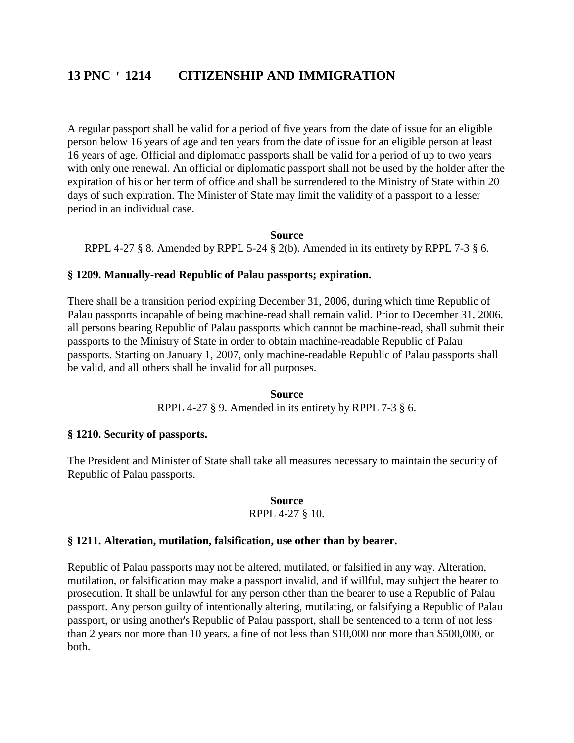A regular passport shall be valid for a period of five years from the date of issue for an eligible person below 16 years of age and ten years from the date of issue for an eligible person at least 16 years of age. Official and diplomatic passports shall be valid for a period of up to two years with only one renewal. An official or diplomatic passport shall not be used by the holder after the expiration of his or her term of office and shall be surrendered to the Ministry of State within 20 days of such expiration. The Minister of State may limit the validity of a passport to a lesser period in an individual case.

**Source**

RPPL 4-27 § 8. Amended by RPPL 5-24 § 2(b). Amended in its entirety by RPPL 7-3 § 6.

### § 1209. Manually-read Republic of Palau passports; expiration.

There shall be a transition period expiring December 31, 2006, during which time Republic of Palau passports incapable of being machine-read shall remain valid. Prior to December 31, 2006, all persons bearing Republic of Palau passports which cannot be machine-read, shall submit their passports to the Ministry of State in order to obtain machine-readable Republic of Palau passports. Starting on January 1, 2007, only machine-readable Republic of Palau passports shall be valid, and all others shall be invalid for all purposes.

**Source**

RPPL 4-27 § 9. Amended in its entirety by RPPL 7-3 § 6.

### § 1210. Security of passports.

The President and Minister of State shall take all measures necessary to maintain the security of Republic of Palau passports.

**Source**

RPPL 4-27 § 10.

### § 1211. Alteration, mutilation, falsification, use other than by bearer.

Republic of Palau passports may not be altered, mutilated, or falsified in any way. Alteration, mutilation, or falsification may make a passport invalid, and if willful, may subject the bearer to prosecution. It shall be unlawful for any person other than the bearer to use a Republic of Palau passport. Any person guilty of intentionally altering, mutilating, or falsifying a Republic of Palau passport, or using another's Republic of Palau passport, shall be sentenced to a term of not less than 2 years nor more than 10 years, a fine of not less than $10,000 nor more than $500,000, or both.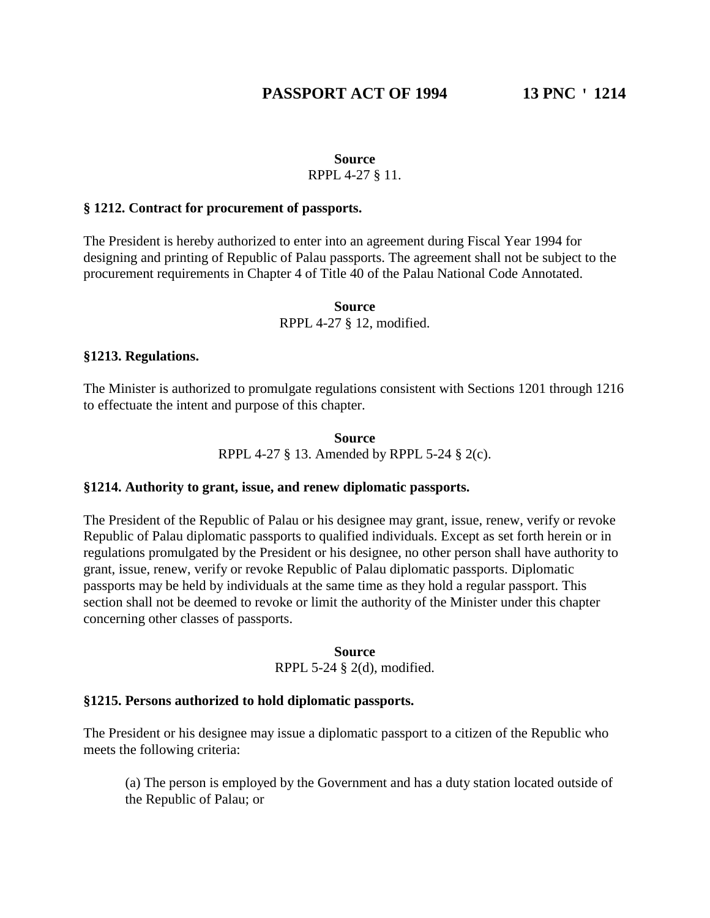**Source**

RPPL 4-27 § 11.

### § 1212. Contract for procurement of passports.

The President is hereby authorized to enter into an agreement during Fiscal Year 1994 for designing and printing of Republic of Palau passports. The agreement shall not be subject to the procurement requirements in Chapter 4 of Title 40 of the Palau National Code Annotated.

**Source**

RPPL 4-27 § 12, modified.

### §1213. Regulations.

The Minister is authorized to promulgate regulations consistent with Sections 1201 through 1216 to effectuate the intent and purpose of this chapter.

**Source**

RPPL 4-27 § 13. Amended by RPPL 5-24 § 2(c).

### §1214. Authority to grant, issue, and renew diplomatic passports.

The President of the Republic of Palau or his designee may grant, issue, renew, verify or revoke Republic of Palau diplomatic passports to qualified individuals. Except as set forth herein or in regulations promulgated by the President or his designee, no other person shall have authority to grant, issue, renew, verify or revoke Republic of Palau diplomatic passports. Diplomatic passports may be held by individuals at the same time as they hold a regular passport. This section shall not be deemed to revoke or limit the authority of the Minister under this chapter concerning other classes of passports.

**Source**

RPPL 5-24 § 2(d), modified.

### §1215. Persons authorized to hold diplomatic passports.

The President or his designee may issue a diplomatic passport to a citizen of the Republic who meets the following criteria:

(a) The person is employed by the Government and has a duty station located outside of the Republic of Palau; or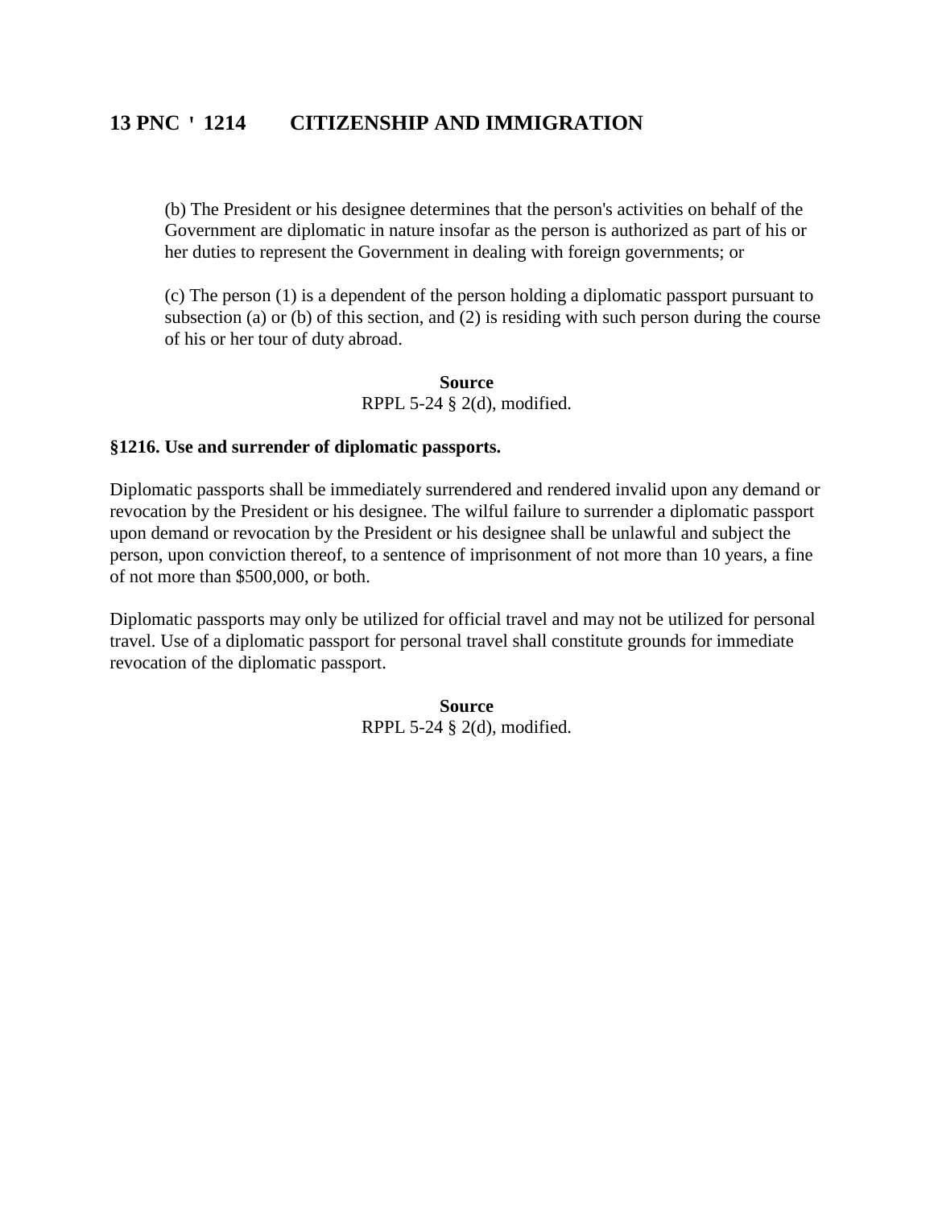(b) The President or his designee determines that the person's activities on behalf of the Government are diplomatic in nature insofar as the person is authorized as part of his or her duties to represent the Government in dealing with foreign governments; or

(c) The person (1) is a dependent of the person holding a diplomatic passport pursuant to subsection (a) or (b) of this section, and (2) is residing with such person during the course of his or her tour of duty abroad.

**Source**
RPPL 5-24 § 2(d), modified.

**§1216. Use and surrender of diplomatic passports.**

Diplomatic passports shall be immediately surrendered and rendered invalid upon any demand or revocation by the President or his designee. The wilful failure to surrender a diplomatic passport upon demand or revocation by the President or his designee shall be unlawful and subject the person, upon conviction thereof, to a sentence of imprisonment of not more than 10 years, a fine of not more than $500,000, or both.

Diplomatic passports may only be utilized for official travel and may not be utilized for personal travel. Use of a diplomatic passport for personal travel shall constitute grounds for immediate revocation of the diplomatic passport.

**Source**
RPPL 5-24 § 2(d), modified.